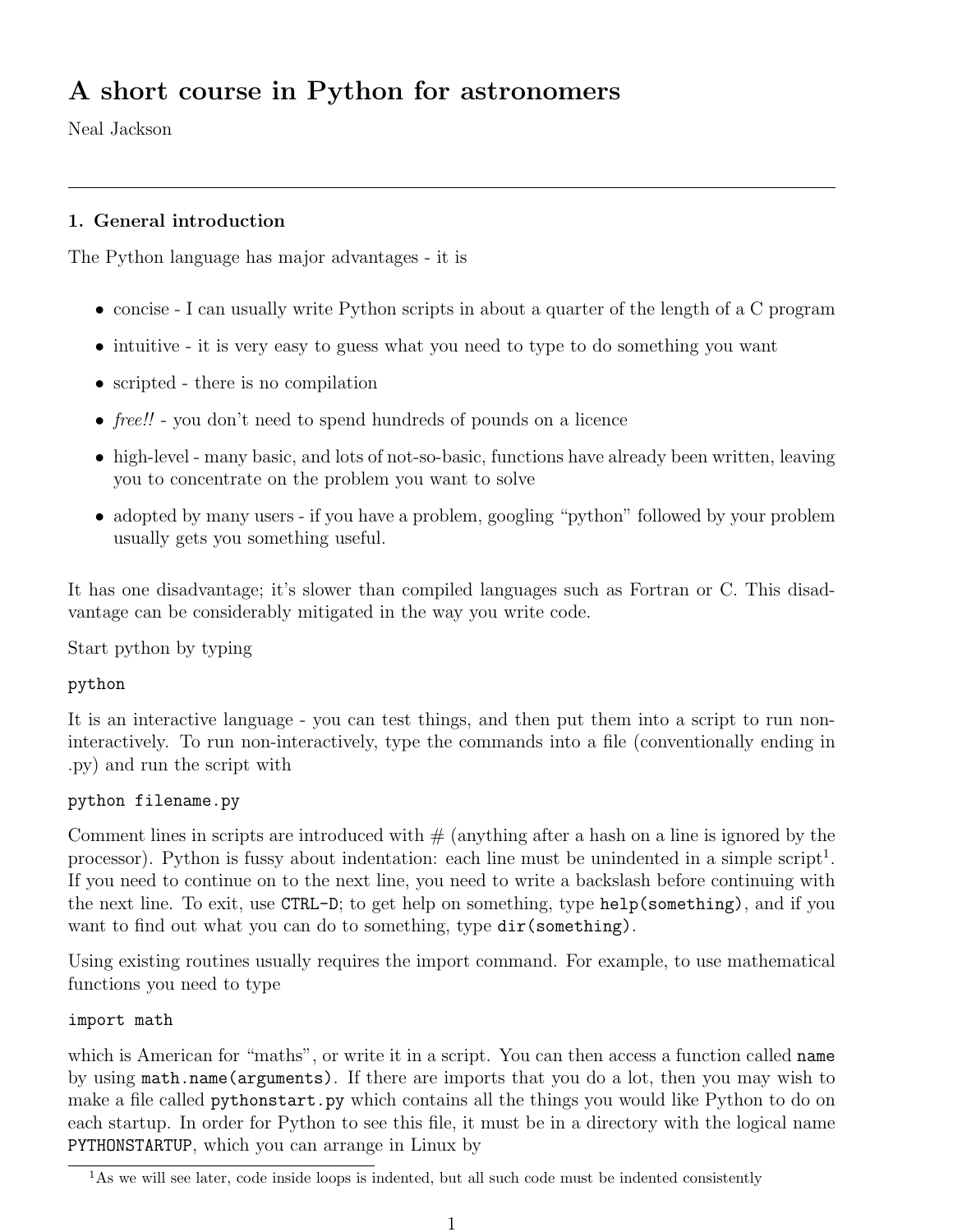# A short course in Python for astronomers

Neal Jackson

---

## 1. General introduction

The Python language has major advantages - it is

- concise - I can usually write Python scripts in about a quarter of the length of a C program
- intuitive - it is very easy to guess what you need to type to do something you want
- scripted - there is no compilation
- *free!!* - you don't need to spend hundreds of pounds on a licence
- high-level - many basic, and lots of not-so-basic, functions have already been written, leaving you to concentrate on the problem you want to solve
- adopted by many users - if you have a problem, googling "python" followed by your problem usually gets you something useful.

It has one disadvantage; it's slower than compiled languages such as Fortran or C. This disadvantage can be considerably mitigated in the way you write code.

Start python by typing

```
python
```

It is an interactive language - you can test things, and then put them into a script to run non-interactively. To run non-interactively, type the commands into a file (conventionally ending in .py) and run the script with

```
python filename.py
```

Comment lines in scripts are introduced with # (anything after a hash on a line is ignored by the processor). Python is fussy about indentation: each line must be unindented in a simple script[1]. If you need to continue on to the next line, you need to write a backslash before continuing with the next line. To exit, use `CTRL-D`; to get help on something, type `help(something)`, and if you want to find out what you can do to something, type `dir(something)`.

Using existing routines usually requires the import command. For example, to use mathematical functions you need to type

```
import math
```

which is American for "maths", or write it in a script. You can then access a function called `name` by using `math.name(arguments)`. If there are imports that you do a lot, then you may wish to make a file called `pythonstart.py` which contains all the things you would like Python to do on each startup. In order for Python to see this file, it must be in a directory with the logical name `PYTHONSTARTUP`, which you can arrange in Linux by

---

[1] As we will see later, code inside loops is indented, but all such code must be indented consistently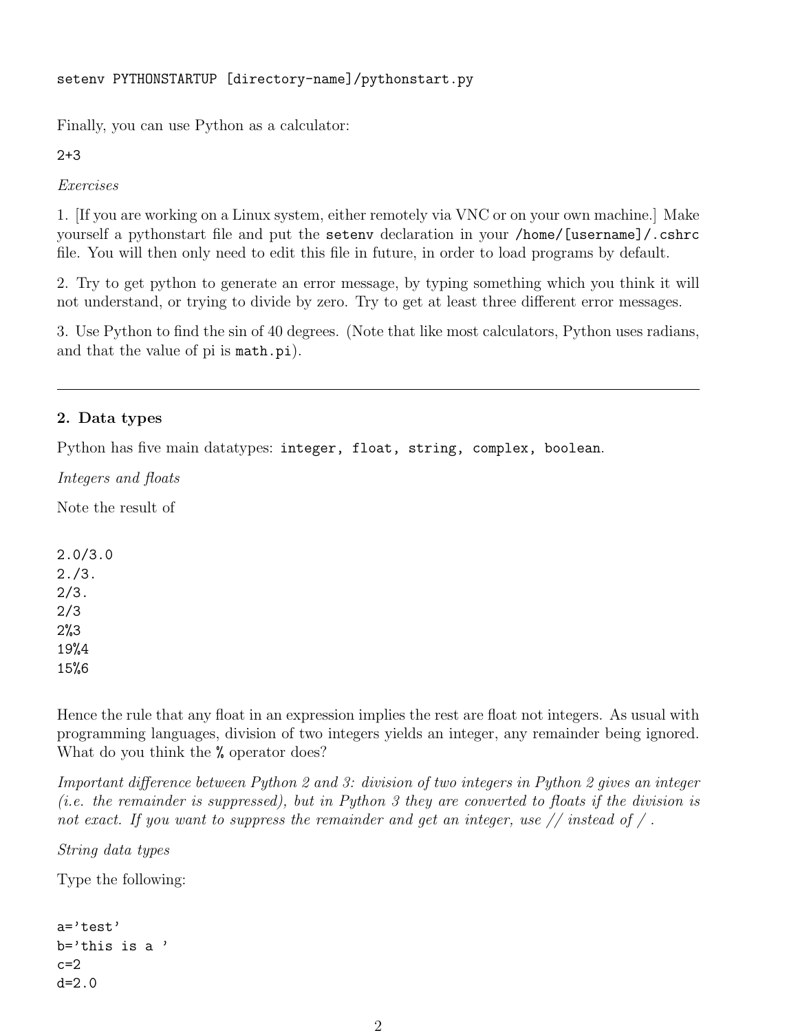```
setenv PYTHONSTARTUP [directory-name]/pythonstart.py
```

Finally, you can use Python as a calculator:

```
2+3
```

*Exercises*

1. [If you are working on a Linux system, either remotely via VNC or on your own machine.] Make yourself a pythonstart file and put the `setenv` declaration in your `/home/[username]/.cshrc` file. You will then only need to edit this file in future, in order to load programs by default.

2. Try to get python to generate an error message, by typing something which you think it will not understand, or trying to divide by zero. Try to get at least three different error messages.

3. Use Python to find the sin of 40 degrees. (Note that like most calculators, Python uses radians, and that the value of pi is `math.pi`).

---

## 2. Data types

Python has five main datatypes: `integer, float, string, complex, boolean`.

*Integers and floats*

Note the result of

```
2.0/3.0
2./3.
2/3.
2/3
2%3
19%4
15%6
```

Hence the rule that any float in an expression implies the rest are float not integers. As usual with programming languages, division of two integers yields an integer, any remainder being ignored. What do you think the `%` operator does?

*Important difference between Python 2 and 3: division of two integers in Python 2 gives an integer (i.e. the remainder is suppressed), but in Python 3 they are converted to floats if the division is not exact. If you want to suppress the remainder and get an integer, use // instead of / .*

*String data types*

Type the following:

```
a='test'
b='this is a '
c=2
d=2.0
```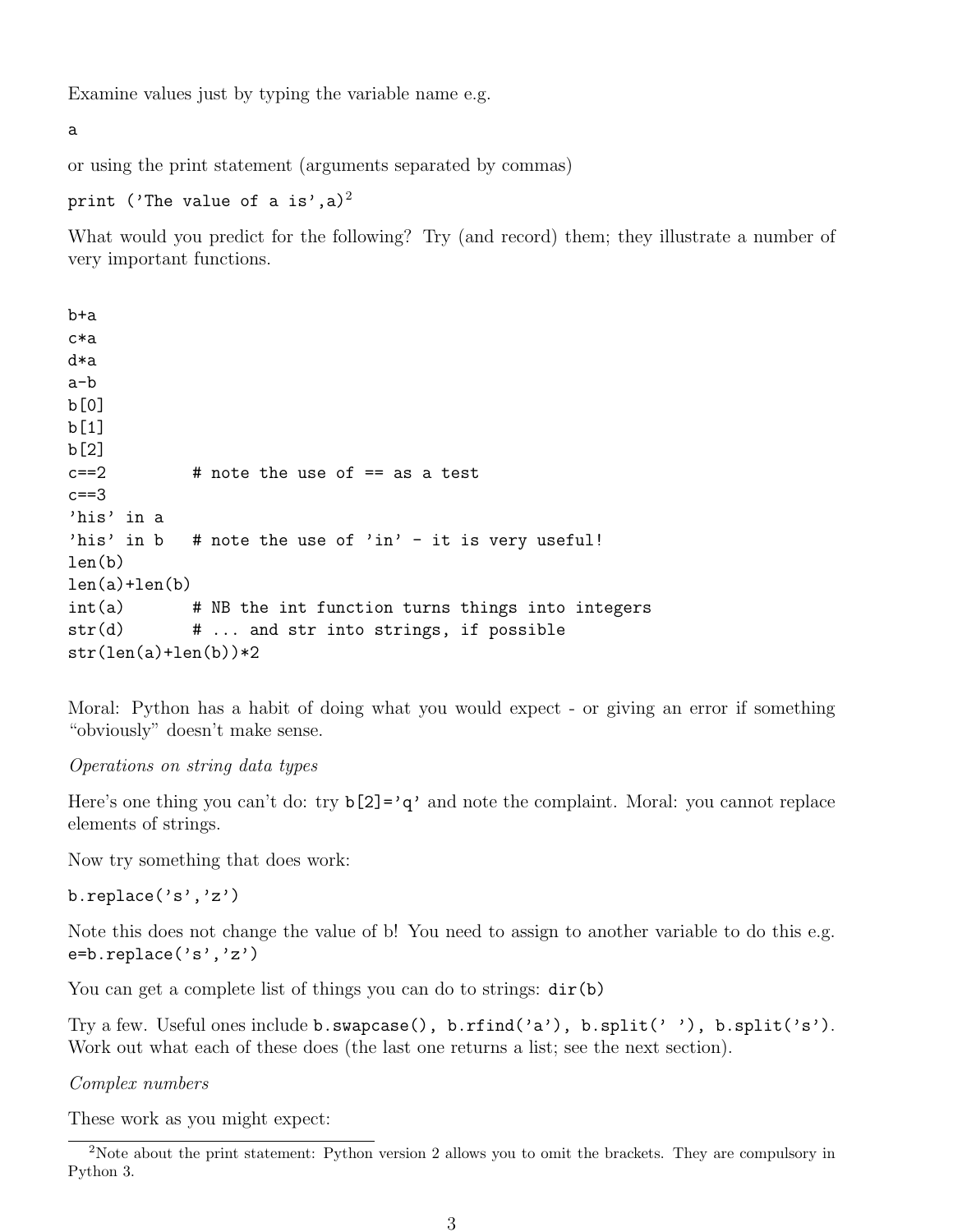Examine values just by typing the variable name e.g.

```
a
```

or using the print statement (arguments separated by commas)

```
print ('The value of a is',a)
```
[2]

What would you predict for the following? Try (and record) them; they illustrate a number of very important functions.

```
b+a
c*a
d*a
a-b
b[0]
b[1]
b[2]
c==2          # note the use of == as a test
c==3
'his' in a
'his' in b    # note the use of 'in' - it is very useful!
len(b)
len(a)+len(b)
int(a)        # NB the int function turns things into integers
str(d)        # ... and str into strings, if possible
str(len(a)+len(b))*2
```

Moral: Python has a habit of doing what you would expect - or giving an error if something "obviously" doesn't make sense.

*Operations on string data types*

Here's one thing you can't do: try `b[2]='q'` and note the complaint. Moral: you cannot replace elements of strings.

Now try something that does work:

```
b.replace('s','z')
```

Note this does not change the value of b! You need to assign to another variable to do this e.g. `e=b.replace('s','z')`

You can get a complete list of things you can do to strings: `dir(b)`

Try a few. Useful ones include `b.swapcase()`, `b.rfind('a')`, `b.split(' ')`, `b.split('s')`. Work out what each of these does (the last one returns a list; see the next section).

*Complex numbers*

These work as you might expect:

[2] Note about the print statement: Python version 2 allows you to omit the brackets. They are compulsory in Python 3.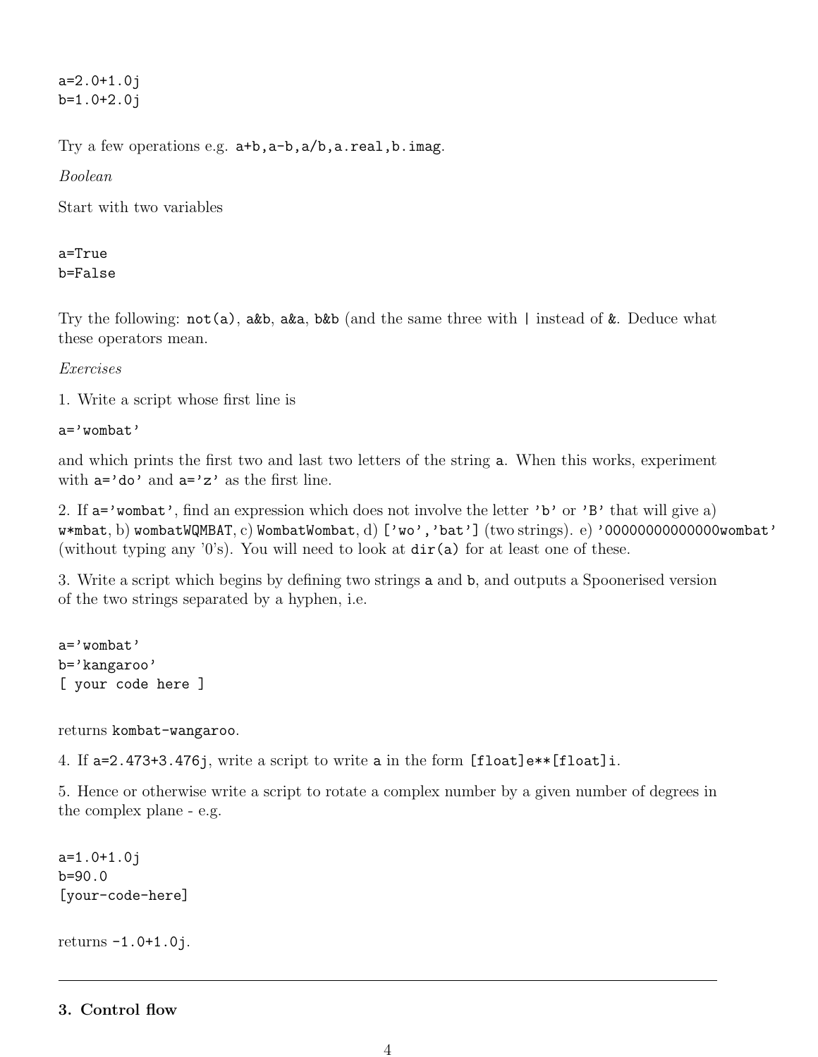```
a=2.0+1.0j
b=1.0+2.0j
```

Try a few operations e.g. `a+b,a-b,a/b,a.real,b.imag`.

*Boolean*

Start with two variables

```
a=True
b=False
```

Try the following: `not(a)`, `a&b`, `a&a`, `b&b` (and the same three with `|` instead of `&`. Deduce what these operators mean.

*Exercises*

1. Write a script whose first line is

`a='wombat'`

and which prints the first two and last two letters of the string `a`. When this works, experiment with `a='do'` and `a='z'` as the first line.

2. If `a='wombat'`, find an expression which does not involve the letter `'b'` or `'B'` that will give a) `w*mbat`, b) `wombatWQMBAT`, c) `WombatWombat`, d) `['wo','bat']` (two strings). e) `'00000000000000wombat'` (without typing any '0's). You will need to look at `dir(a)` for at least one of these.

3. Write a script which begins by defining two strings `a` and `b`, and outputs a Spoonerised version of the two strings separated by a hyphen, i.e.

```
a='wombat'
b='kangaroo'
[ your code here ]
```

returns `kombat-wangaroo`.

4. If `a=2.473+3.476j`, write a script to write `a` in the form `[float]e**[float]i`.

5. Hence or otherwise write a script to rotate a complex number by a given number of degrees in the complex plane - e.g.

```
a=1.0+1.0j
b=90.0
[your-code-here]
```

returns `-1.0+1.0j`.

---

## 3. Control flow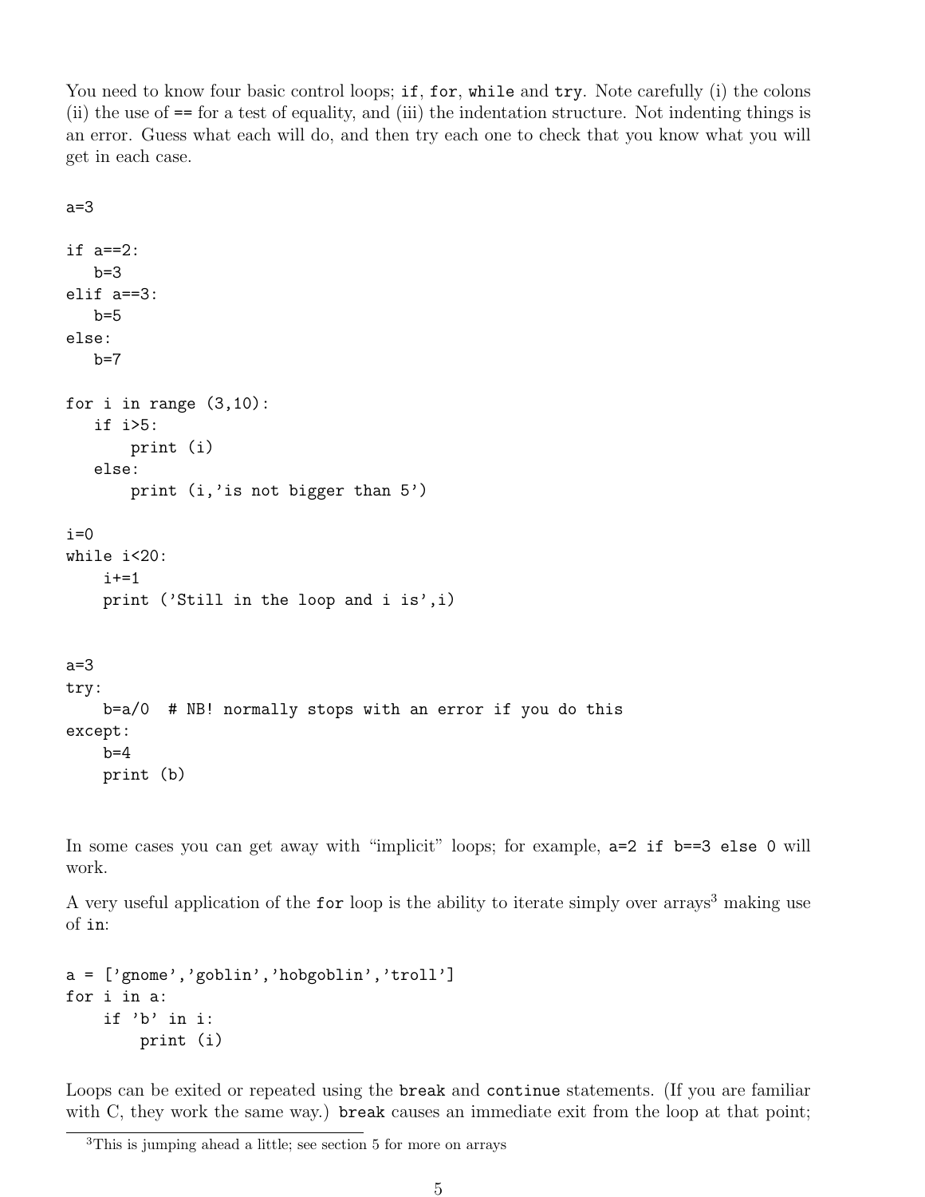You need to know four basic control loops; `if`, `for`, `while` and `try`. Note carefully (i) the colons (ii) the use of `==` for a test of equality, and (iii) the indentation structure. Not indenting things is an error. Guess what each will do, and then try each one to check that you know what you will get in each case.

```
a=3

if a==2:
   b=3
elif a==3:
   b=5
else:
   b=7

for i in range (3,10):
   if i>5:
       print (i)
   else:
       print (i,'is not bigger than 5')

i=0
while i<20:
    i+=1
    print ('Still in the loop and i is',i)


a=3
try:
    b=a/0  # NB! normally stops with an error if you do this
except:
    b=4
    print (b)
```

In some cases you can get away with "implicit" loops; for example, `a=2 if b==3 else 0` will work.

A very useful application of the `for` loop is the ability to iterate simply over arrays[3] making use of `in`:

```
a = ['gnome','goblin','hobgoblin','troll']
for i in a:
    if 'b' in i:
        print (i)
```

Loops can be exited or repeated using the `break` and `continue` statements. (If you are familiar with C, they work the same way.) `break` causes an immediate exit from the loop at that point;

[3]This is jumping ahead a little; see section 5 for more on arrays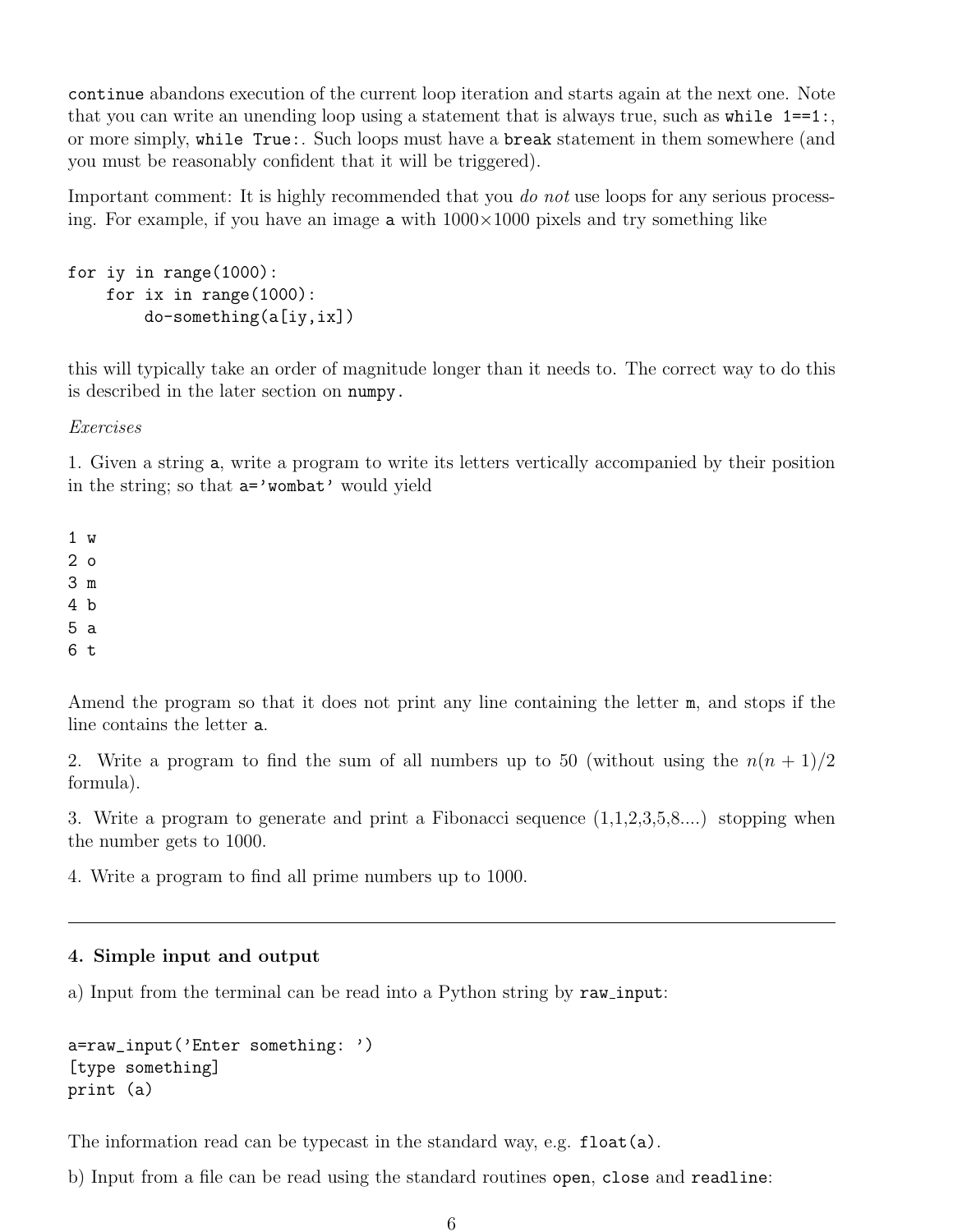`continue` abandons execution of the current loop iteration and starts again at the next one. Note that you can write an unending loop using a statement that is always true, such as `while 1==1:`, or more simply, `while True:`. Such loops must have a `break` statement in them somewhere (and you must be reasonably confident that it will be triggered).

Important comment: It is highly recommended that you *do not* use loops for any serious processing. For example, if you have an image `a` with 1000×1000 pixels and try something like

```
for iy in range(1000):
    for ix in range(1000):
        do-something(a[iy,ix])
```

this will typically take an order of magnitude longer than it needs to. The correct way to do this is described in the later section on `numpy`.

*Exercises*

1. Given a string `a`, write a program to write its letters vertically accompanied by their position in the string; so that `a='wombat'` would yield

```
1 w
2 o
3 m
4 b
5 a
6 t
```

Amend the program so that it does not print any line containing the letter `m`, and stops if the line contains the letter `a`.

2. Write a program to find the sum of all numbers up to 50 (without using the $n(n+1)/2$ formula).

3. Write a program to generate and print a Fibonacci sequence (1,1,2,3,5,8....) stopping when the number gets to 1000.

4. Write a program to find all prime numbers up to 1000.

---

#### 4. Simple input and output

a) Input from the terminal can be read into a Python string by `raw_input`:

```
a=raw_input('Enter something: ')
[type something]
print (a)
```

The information read can be typecast in the standard way, e.g. `float(a)`.

b) Input from a file can be read using the standard routines `open`, `close` and `readline`: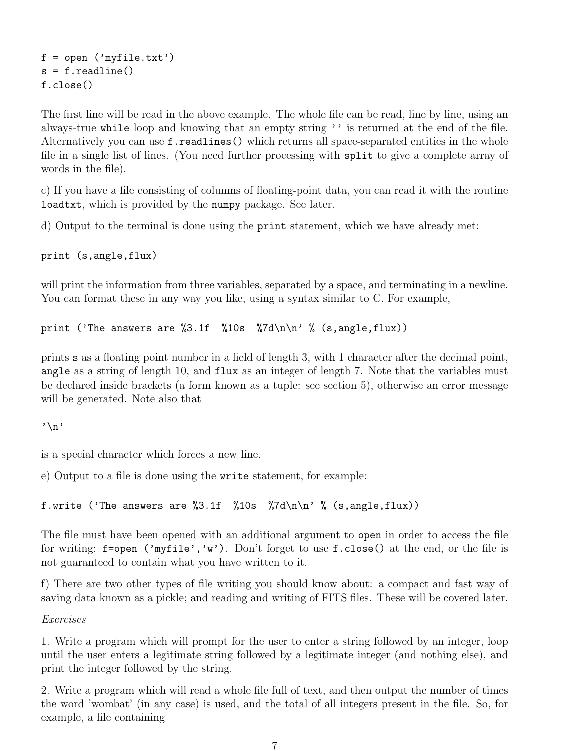```
f = open ('myfile.txt')
s = f.readline()
f.close()
```

The first line will be read in the above example. The whole file can be read, line by line, using an always-true `while` loop and knowing that an empty string `''` is returned at the end of the file. Alternatively you can use `f.readlines()` which returns all space-separated entities in the whole file in a single list of lines. (You need further processing with `split` to give a complete array of words in the file).

c) If you have a file consisting of columns of floating-point data, you can read it with the routine `loadtxt`, which is provided by the `numpy` package. See later.

d) Output to the terminal is done using the `print` statement, which we have already met:

```
print (s,angle,flux)
```

will print the information from three variables, separated by a space, and terminating in a newline. You can format these in any way you like, using a syntax similar to C. For example,

```
print ('The answers are %3.1f  %10s  %7d\n\n' % (s,angle,flux))
```

prints `s` as a floating point number in a field of length 3, with 1 character after the decimal point, `angle` as a string of length 10, and `flux` as an integer of length 7. Note that the variables must be declared inside brackets (a form known as a tuple: see section 5), otherwise an error message will be generated. Note also that

```
'\n'
```

is a special character which forces a new line.

e) Output to a file is done using the `write` statement, for example:

```
f.write ('The answers are %3.1f  %10s  %7d\n\n' % (s,angle,flux))
```

The file must have been opened with an additional argument to `open` in order to access the file for writing: `f=open ('myfile','w')`. Don't forget to use `f.close()` at the end, or the file is not guaranteed to contain what you have written to it.

f) There are two other types of file writing you should know about: a compact and fast way of saving data known as a pickle; and reading and writing of FITS files. These will be covered later.

*Exercises*

1. Write a program which will prompt for the user to enter a string followed by an integer, loop until the user enters a legitimate string followed by a legitimate integer (and nothing else), and print the integer followed by the string.

2. Write a program which will read a whole file full of text, and then output the number of times the word 'wombat' (in any case) is used, and the total of all integers present in the file. So, for example, a file containing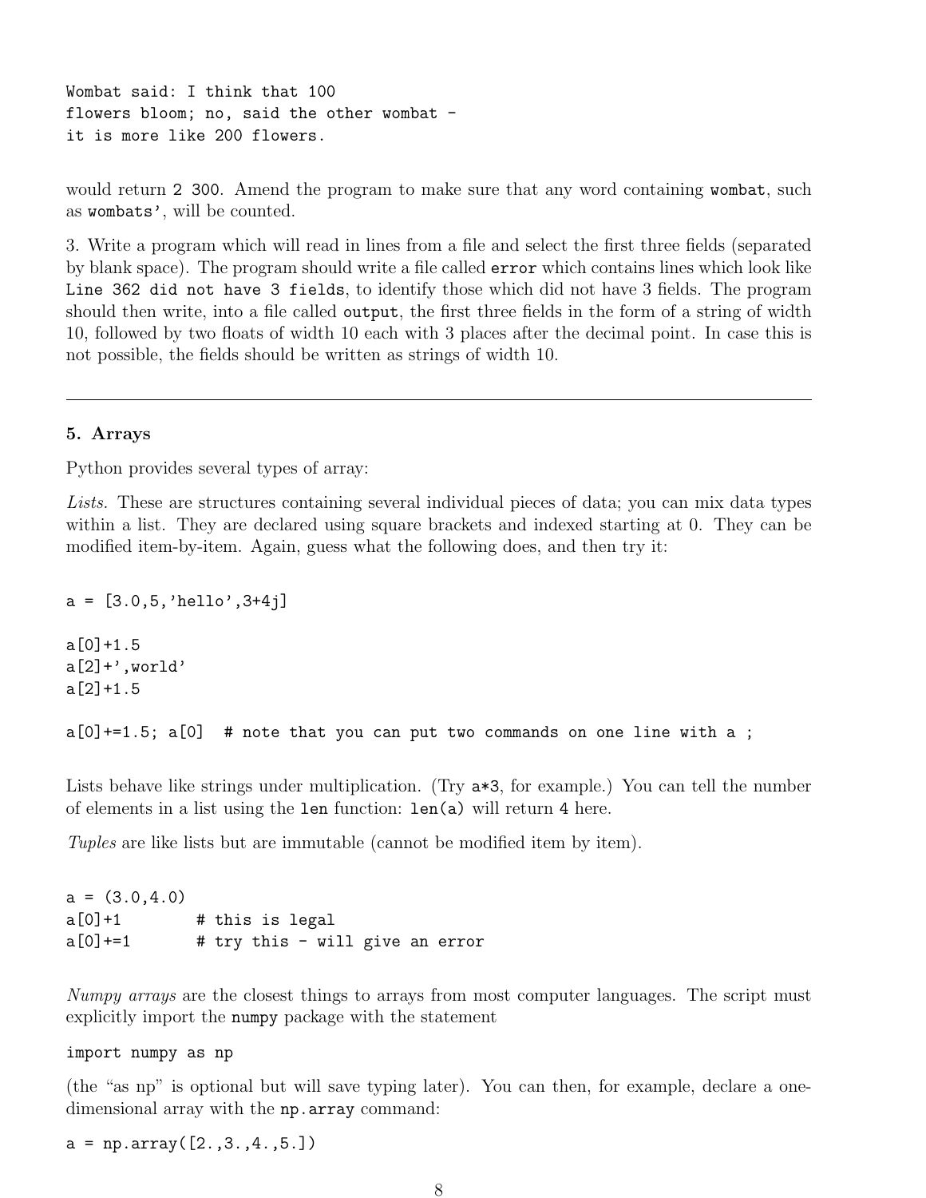```
Wombat said: I think that 100
flowers bloom; no, said the other wombat -
it is more like 200 flowers.
```

would return `2 300`. Amend the program to make sure that any word containing `wombat`, such as `wombats'`, will be counted.

3. Write a program which will read in lines from a file and select the first three fields (separated by blank space). The program should write a file called `error` which contains lines which look like `Line 362 did not have 3 fields`, to identify those which did not have 3 fields. The program should then write, into a file called `output`, the first three fields in the form of a string of width 10, followed by two floats of width 10 each with 3 places after the decimal point. In case this is not possible, the fields should be written as strings of width 10.

---

### 5. Arrays

Python provides several types of array:

*Lists.* These are structures containing several individual pieces of data; you can mix data types within a list. They are declared using square brackets and indexed starting at 0. They can be modified item-by-item. Again, guess what the following does, and then try it:

```
a = [3.0,5,'hello',3+4j]

a[0]+1.5
a[2]+',world'
a[2]+1.5

a[0]+=1.5; a[0]  # note that you can put two commands on one line with a ;
```

Lists behave like strings under multiplication. (Try `a*3`, for example.) You can tell the number of elements in a list using the `len` function: `len(a)` will return `4` here.

*Tuples* are like lists but are immutable (cannot be modified item by item).

```
a = (3.0,4.0)
a[0]+1        # this is legal
a[0]+=1       # try this - will give an error
```

*Numpy arrays* are the closest things to arrays from most computer languages. The script must explicitly import the `numpy` package with the statement

```
import numpy as np
```

(the "as np" is optional but will save typing later). You can then, for example, declare a one-dimensional array with the `np.array` command:

```
a = np.array([2.,3.,4.,5.])
```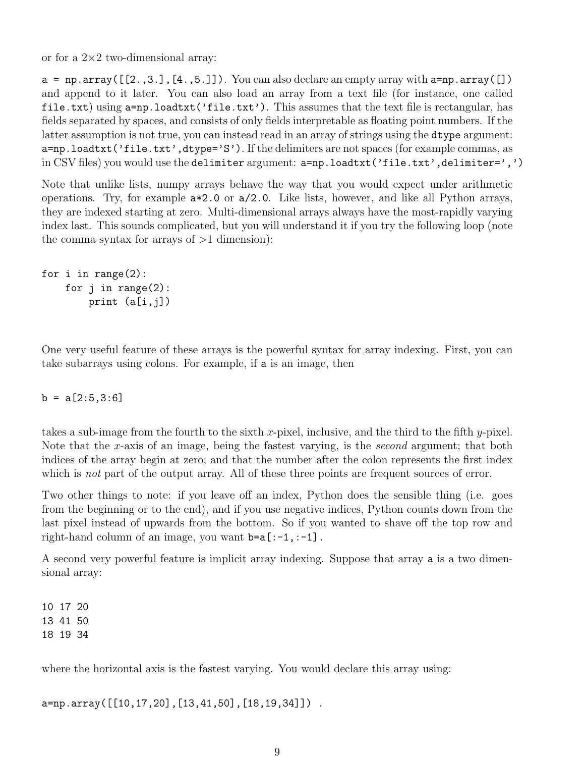or for a 2×2 two-dimensional array:

`a = np.array([[2.,3.],[4.,5.]])`. You can also declare an empty array with `a=np.array([])` and append to it later. You can also load an array from a text file (for instance, one called `file.txt`) using `a=np.loadtxt('file.txt')`. This assumes that the text file is rectangular, has fields separated by spaces, and consists of only fields interpretable as floating point numbers. If the latter assumption is not true, you can instead read in an array of strings using the `dtype` argument: `a=np.loadtxt('file.txt',dtype='S')`. If the delimiters are not spaces (for example commas, as in CSV files) you would use the `delimiter` argument: `a=np.loadtxt('file.txt',delimiter=',')`

Note that unlike lists, numpy arrays behave the way that you would expect under arithmetic operations. Try, for example `a*2.0` or `a/2.0`. Like lists, however, and like all Python arrays, they are indexed starting at zero. Multi-dimensional arrays always have the most-rapidly varying index last. This sounds complicated, but you will understand it if you try the following loop (note the comma syntax for arrays of >1 dimension):

```
for i in range(2):
    for j in range(2):
        print (a[i,j])
```

One very useful feature of these arrays is the powerful syntax for array indexing. First, you can take subarrays using colons. For example, if `a` is an image, then

```
b = a[2:5,3:6]
```

takes a sub-image from the fourth to the sixth $x$-pixel, inclusive, and the third to the fifth $y$-pixel. Note that the $x$-axis of an image, being the fastest varying, is the *second* argument; that both indices of the array begin at zero; and that the number after the colon represents the first index which is *not* part of the output array. All of these three points are frequent sources of error.

Two other things to note: if you leave off an index, Python does the sensible thing (i.e. goes from the beginning or to the end), and if you use negative indices, Python counts down from the last pixel instead of upwards from the bottom. So if you wanted to shave off the top row and right-hand column of an image, you want `b=a[:-1,:-1]`.

A second very powerful feature is implicit array indexing. Suppose that array `a` is a two dimensional array:

```
10 17 20
13 41 50
18 19 34
```

where the horizontal axis is the fastest varying. You would declare this array using:

```
a=np.array([[10,17,20],[13,41,50],[18,19,34]]) .
```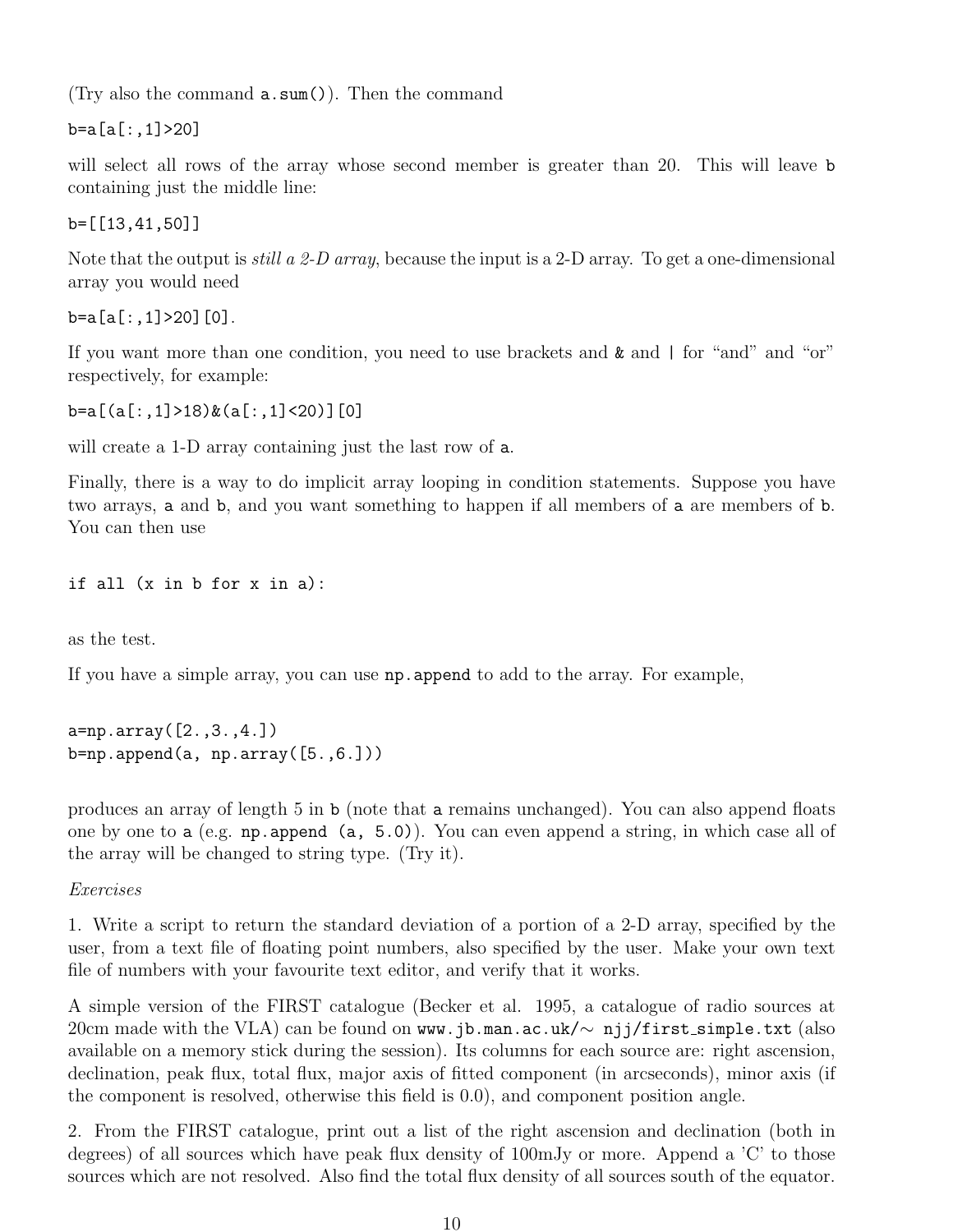(Try also the command `a.sum()`). Then the command

```
b=a[a[:,1]>20]
```

will select all rows of the array whose second member is greater than 20. This will leave `b` containing just the middle line:

```
b=[[13,41,50]]
```

Note that the output is *still a 2-D array*, because the input is a 2-D array. To get a one-dimensional array you would need

```
b=a[a[:,1]>20][0].
```

If you want more than one condition, you need to use brackets and `&` and `|` for "and" and "or" respectively, for example:

```
b=a[(a[:,1]>18)&(a[:,1]<20)][0]
```

will create a 1-D array containing just the last row of `a`.

Finally, there is a way to do implicit array looping in condition statements. Suppose you have two arrays, `a` and `b`, and you want something to happen if all members of `a` are members of `b`. You can then use

```
if all (x in b for x in a):
```

as the test.

If you have a simple array, you can use `np.append` to add to the array. For example,

```
a=np.array([2.,3.,4.])
b=np.append(a, np.array([5.,6.]))
```

produces an array of length 5 in `b` (note that `a` remains unchanged). You can also append floats one by one to `a` (e.g. `np.append (a, 5.0)`). You can even append a string, in which case all of the array will be changed to string type. (Try it).

*Exercises*

1. Write a script to return the standard deviation of a portion of a 2-D array, specified by the user, from a text file of floating point numbers, also specified by the user. Make your own text file of numbers with your favourite text editor, and verify that it works.

A simple version of the FIRST catalogue (Becker et al. 1995, a catalogue of radio sources at 20cm made with the VLA) can be found on `www.jb.man.ac.uk/~ njj/first_simple.txt` (also available on a memory stick during the session). Its columns for each source are: right ascension, declination, peak flux, total flux, major axis of fitted component (in arcseconds), minor axis (if the component is resolved, otherwise this field is 0.0), and component position angle.

2. From the FIRST catalogue, print out a list of the right ascension and declination (both in degrees) of all sources which have peak flux density of 100mJy or more. Append a 'C' to those sources which are not resolved. Also find the total flux density of all sources south of the equator.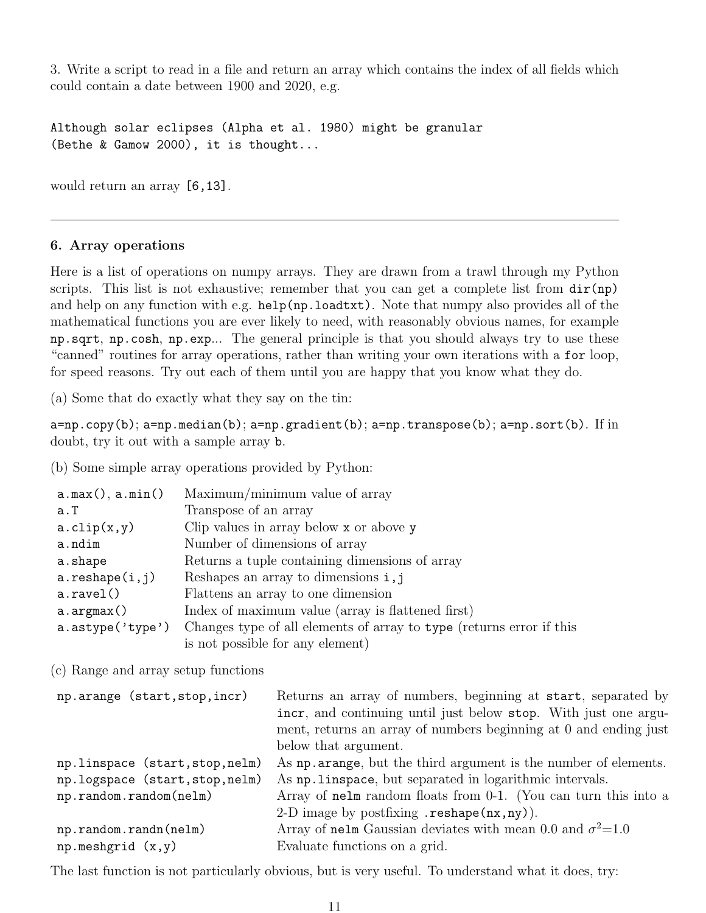3. Write a script to read in a file and return an array which contains the index of all fields which could contain a date between 1900 and 2020, e.g.

```
Although solar eclipses (Alpha et al. 1980) might be granular
(Bethe & Gamow 2000), it is thought...
```

would return an array `[6,13]`.

---

### 6. Array operations

Here is a list of operations on numpy arrays. They are drawn from a trawl through my Python scripts. This list is not exhaustive; remember that you can get a complete list from `dir(np)` and help on any function with e.g. `help(np.loadtxt)`. Note that numpy also provides all of the mathematical functions you are ever likely to need, with reasonably obvious names, for example `np.sqrt`, `np.cosh`, `np.exp`... The general principle is that you should always try to use these "canned" routines for array operations, rather than writing your own iterations with a `for` loop, for speed reasons. Try out each of them until you are happy that you know what they do.

(a) Some that do exactly what they say on the tin:

`a=np.copy(b)`; `a=np.median(b)`; `a=np.gradient(b)`; `a=np.transpose(b)`; `a=np.sort(b)`. If in doubt, try it out with a sample array `b`.

(b) Some simple array operations provided by Python:

| | |
|---|---|
| `a.max()`, `a.min()` | Maximum/minimum value of array |
| `a.T` | Transpose of an array |
| `a.clip(x,y)` | Clip values in array below `x` or above `y` |
| `a.ndim` | Number of dimensions of array |
| `a.shape` | Returns a tuple containing dimensions of array |
| `a.reshape(i,j)` | Reshapes an array to dimensions `i,j` |
| `a.ravel()` | Flattens an array to one dimension |
| `a.argmax()` | Index of maximum value (array is flattened first) |
| `a.astype('type')` | Changes type of all elements of array to `type` (returns error if this is not possible for any element) |

(c) Range and array setup functions

| | |
|---|---|
| `np.arange (start,stop,incr)` | Returns an array of numbers, beginning at `start`, separated by `incr`, and continuing until just below `stop`. With just one argument, returns an array of numbers beginning at 0 and ending just below that argument. |
| `np.linspace (start,stop,nelm)` | As `np.arange`, but the third argument is the number of elements. |
| `np.logspace (start,stop,nelm)` | As `np.linspace`, but separated in logarithmic intervals. |
| `np.random.random(nelm)` | Array of `nelm` random floats from 0-1. (You can turn this into a 2-D image by postfixing `.reshape(nx,ny)`). |
| `np.random.randn(nelm)` | Array of `nelm` Gaussian deviates with mean 0.0 and $\sigma^2$=1.0 |
| `np.meshgrid (x,y)` | Evaluate functions on a grid. |

The last function is not particularly obvious, but is very useful. To understand what it does, try: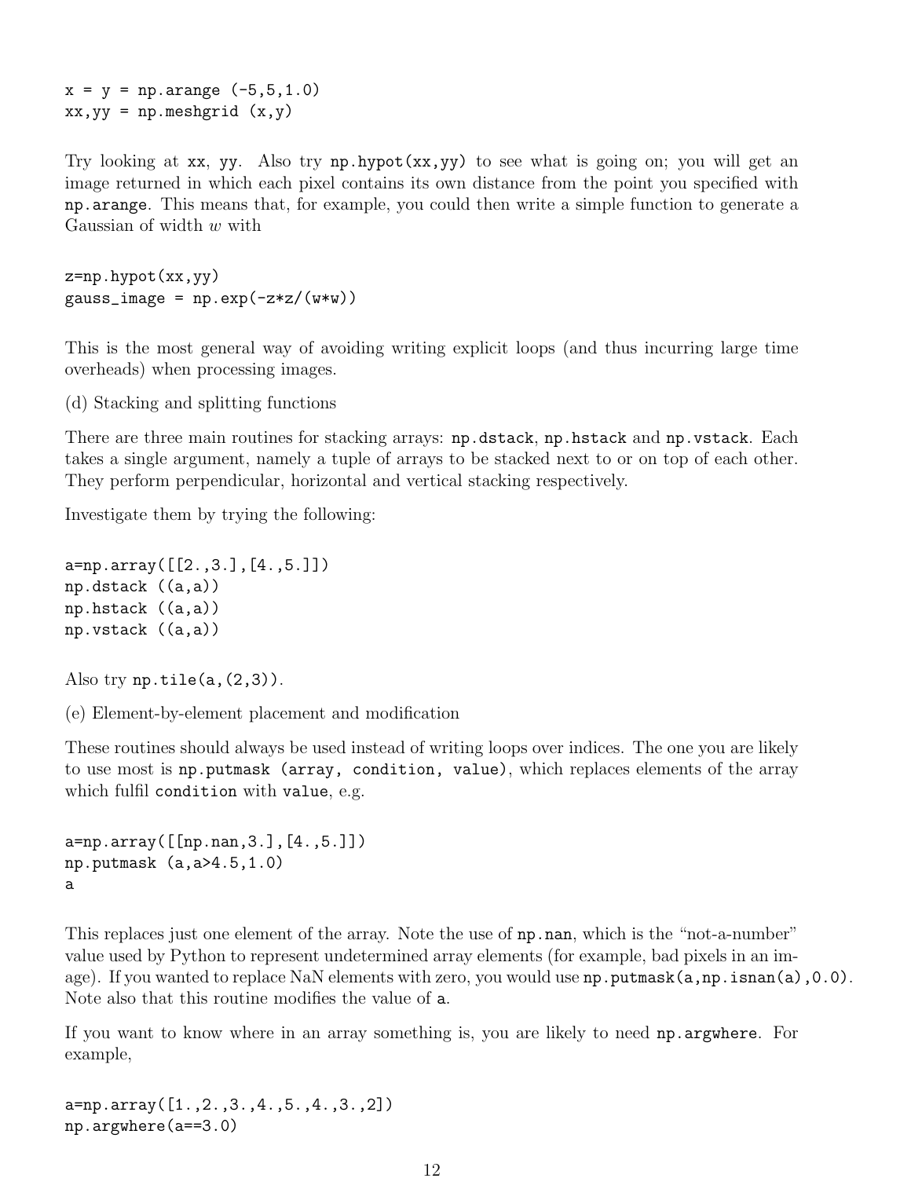```
x = y = np.arange (-5,5,1.0)
xx,yy = np.meshgrid (x,y)
```

Try looking at `xx`, `yy`. Also try `np.hypot(xx,yy)` to see what is going on; you will get an image returned in which each pixel contains its own distance from the point you specified with `np.arange`. This means that, for example, you could then write a simple function to generate a Gaussian of width $w$ with

```
z=np.hypot(xx,yy)
gauss_image = np.exp(-z*z/(w*w))
```

This is the most general way of avoiding writing explicit loops (and thus incurring large time overheads) when processing images.

(d) Stacking and splitting functions

There are three main routines for stacking arrays: `np.dstack`, `np.hstack` and `np.vstack`. Each takes a single argument, namely a tuple of arrays to be stacked next to or on top of each other. They perform perpendicular, horizontal and vertical stacking respectively.

Investigate them by trying the following:

```
a=np.array([[2.,3.],[4.,5.]])
np.dstack ((a,a))
np.hstack ((a,a))
np.vstack ((a,a))
```

Also try `np.tile(a,(2,3))`.

(e) Element-by-element placement and modification

These routines should always be used instead of writing loops over indices. The one you are likely to use most is `np.putmask (array, condition, value)`, which replaces elements of the array which fulfil `condition` with `value`, e.g.

```
a=np.array([[np.nan,3.],[4.,5.]])
np.putmask (a,a>4.5,1.0)
a
```

This replaces just one element of the array. Note the use of `np.nan`, which is the "not-a-number" value used by Python to represent undetermined array elements (for example, bad pixels in an image). If you wanted to replace NaN elements with zero, you would use `np.putmask(a,np.isnan(a),0.0)`. Note also that this routine modifies the value of `a`.

If you want to know where in an array something is, you are likely to need `np.argwhere`. For example,

```
a=np.array([1.,2.,3.,4.,5.,4.,3.,2])
np.argwhere(a==3.0)
```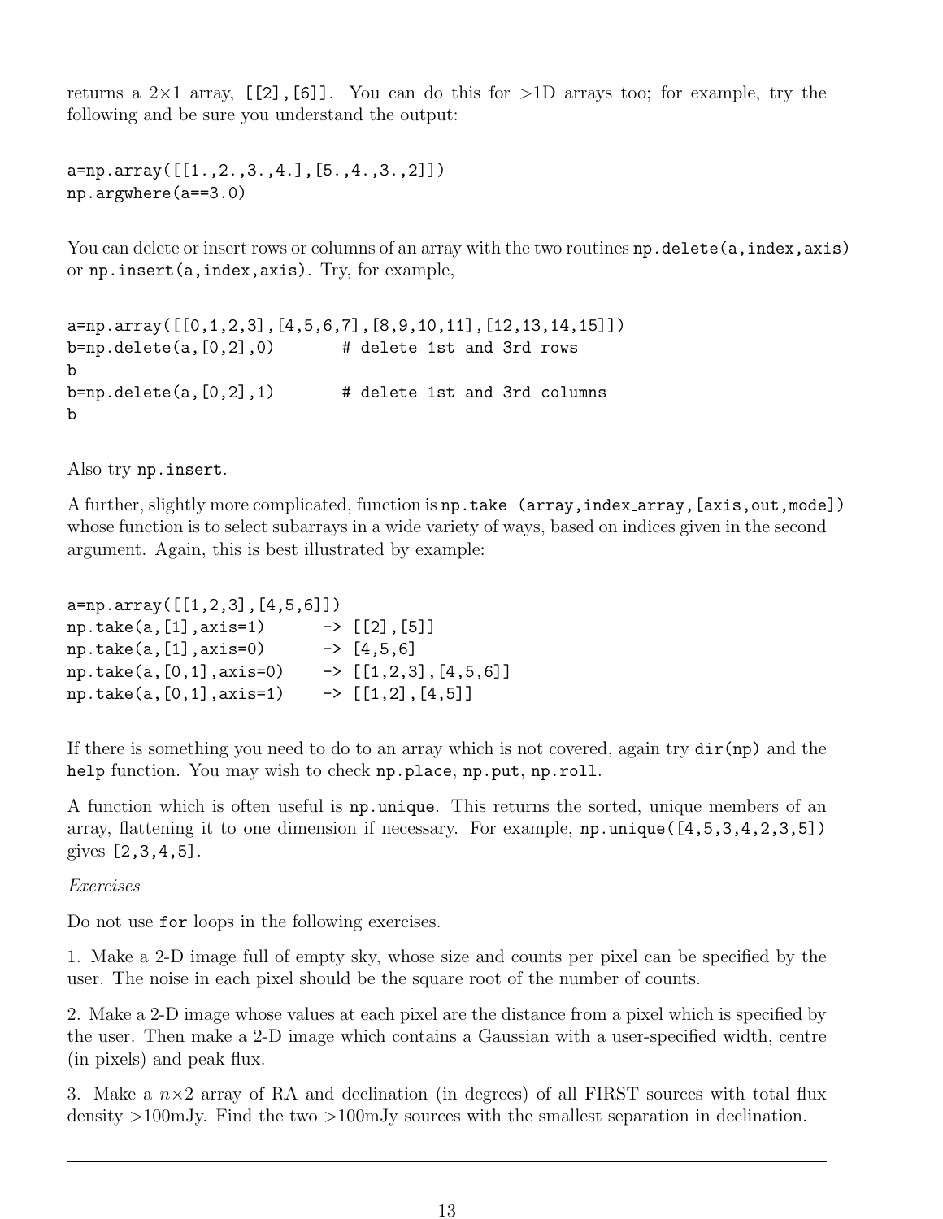returns a 2×1 array, `[[2],[6]]`. You can do this for >1D arrays too; for example, try the following and be sure you understand the output:

```
a=np.array([[1.,2.,3.,4.],[5.,4.,3.,2]])
np.argwhere(a==3.0)
```

You can delete or insert rows or columns of an array with the two routines `np.delete(a,index,axis)` or `np.insert(a,index,axis)`. Try, for example,

```
a=np.array([[0,1,2,3],[4,5,6,7],[8,9,10,11],[12,13,14,15]])
b=np.delete(a,[0,2],0)       # delete 1st and 3rd rows
b
b=np.delete(a,[0,2],1)       # delete 1st and 3rd columns
b
```

Also try `np.insert`.

A further, slightly more complicated, function is `np.take (array,index_array,[axis,out,mode])` whose function is to select subarrays in a wide variety of ways, based on indices given in the second argument. Again, this is best illustrated by example:

```
a=np.array([[1,2,3],[4,5,6]])
np.take(a,[1],axis=1)      -> [[2],[5]]
np.take(a,[1],axis=0)      -> [4,5,6]
np.take(a,[0,1],axis=0)    -> [[1,2,3],[4,5,6]]
np.take(a,[0,1],axis=1)    -> [[1,2],[4,5]]
```

If there is something you need to do to an array which is not covered, again try `dir(np)` and the `help` function. You may wish to check `np.place`, `np.put`, `np.roll`.

A function which is often useful is `np.unique`. This returns the sorted, unique members of an array, flattening it to one dimension if necessary. For example, `np.unique([4,5,3,4,2,3,5])` gives `[2,3,4,5]`.

*Exercises*

Do not use `for` loops in the following exercises.

1. Make a 2-D image full of empty sky, whose size and counts per pixel can be specified by the user. The noise in each pixel should be the square root of the number of counts.

2. Make a 2-D image whose values at each pixel are the distance from a pixel which is specified by the user. Then make a 2-D image which contains a Gaussian with a user-specified width, centre (in pixels) and peak flux.

3. Make a $n\times 2$ array of RA and declination (in degrees) of all FIRST sources with total flux density >100mJy. Find the two >100mJy sources with the smallest separation in declination.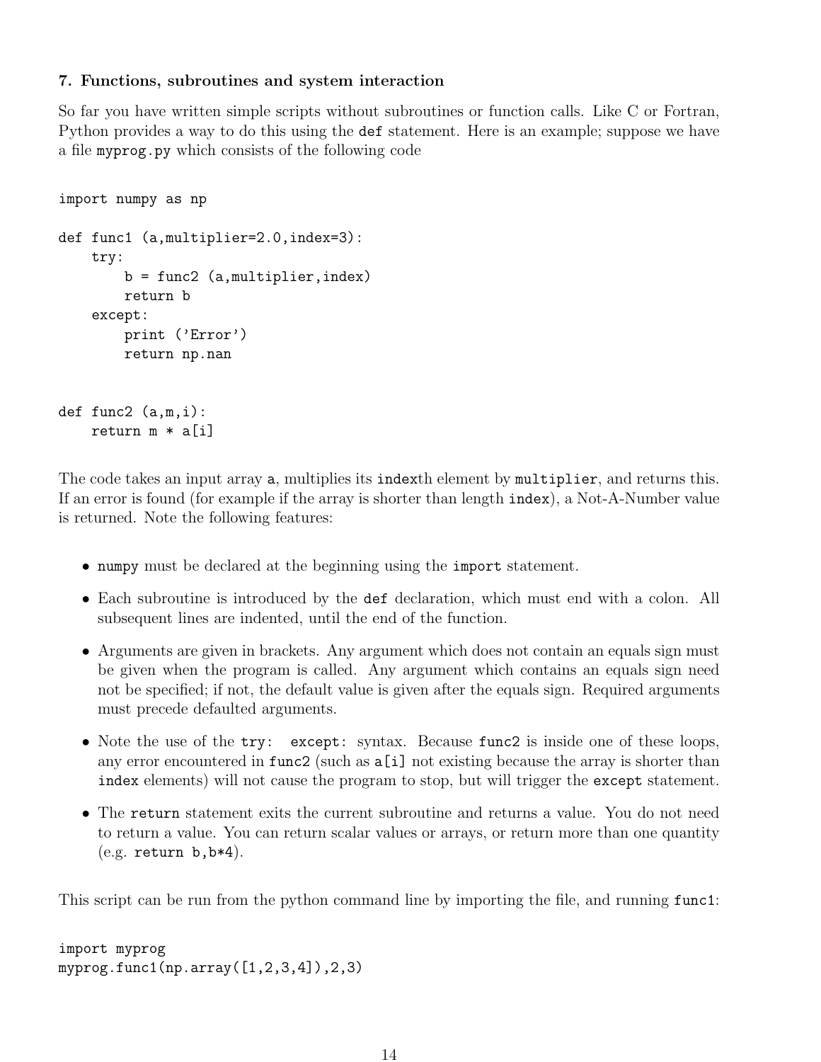### 7. Functions, subroutines and system interaction

So far you have written simple scripts without subroutines or function calls. Like C or Fortran, Python provides a way to do this using the `def` statement. Here is an example; suppose we have a file `myprog.py` which consists of the following code

```
import numpy as np

def func1 (a,multiplier=2.0,index=3):
    try:
        b = func2 (a,multiplier,index)
        return b
    except:
        print ('Error')
        return np.nan


def func2 (a,m,i):
    return m * a[i]
```

The code takes an input array `a`, multiplies its `index`th element by `multiplier`, and returns this. If an error is found (for example if the array is shorter than length `index`), a Not-A-Number value is returned. Note the following features:

- `numpy` must be declared at the beginning using the `import` statement.
- Each subroutine is introduced by the `def` declaration, which must end with a colon. All subsequent lines are indented, until the end of the function.
- Arguments are given in brackets. Any argument which does not contain an equals sign must be given when the program is called. Any argument which contains an equals sign need not be specified; if not, the default value is given after the equals sign. Required arguments must precede defaulted arguments.
- Note the use of the `try: except:` syntax. Because `func2` is inside one of these loops, any error encountered in `func2` (such as `a[i]` not existing because the array is shorter than `index` elements) will not cause the program to stop, but will trigger the `except` statement.
- The `return` statement exits the current subroutine and returns a value. You do not need to return a value. You can return scalar values or arrays, or return more than one quantity (e.g. `return b,b*4`).

This script can be run from the python command line by importing the file, and running `func1`:

```
import myprog
myprog.func1(np.array([1,2,3,4]),2,3)
```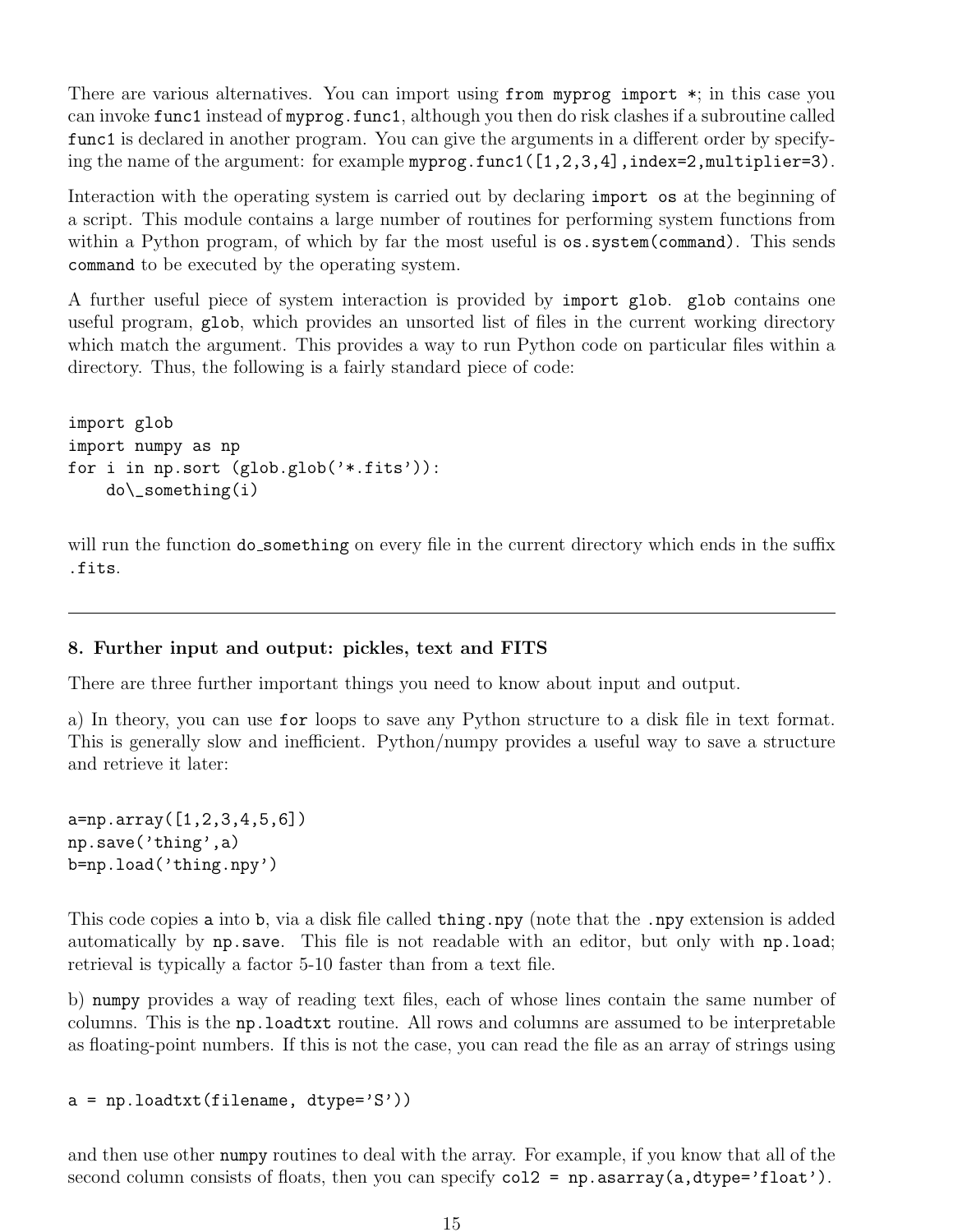There are various alternatives. You can import using `from myprog import *`; in this case you can invoke `func1` instead of `myprog.func1`, although you then do risk clashes if a subroutine called `func1` is declared in another program. You can give the arguments in a different order by specifying the name of the argument: for example `myprog.func1([1,2,3,4],index=2,multiplier=3)`.

Interaction with the operating system is carried out by declaring `import os` at the beginning of a script. This module contains a large number of routines for performing system functions from within a Python program, of which by far the most useful is `os.system(command)`. This sends `command` to be executed by the operating system.

A further useful piece of system interaction is provided by `import glob`. `glob` contains one useful program, `glob`, which provides an unsorted list of files in the current working directory which match the argument. This provides a way to run Python code on particular files within a directory. Thus, the following is a fairly standard piece of code:

```
import glob
import numpy as np
for i in np.sort (glob.glob('*.fits')):
    do\_something(i)
```

will run the function `do_something` on every file in the current directory which ends in the suffix `.fits`.

---

**8. Further input and output: pickles, text and FITS**

There are three further important things you need to know about input and output.

a) In theory, you can use `for` loops to save any Python structure to a disk file in text format. This is generally slow and inefficient. Python/numpy provides a useful way to save a structure and retrieve it later:

```
a=np.array([1,2,3,4,5,6])
np.save('thing',a)
b=np.load('thing.npy')
```

This code copies `a` into `b`, via a disk file called `thing.npy` (note that the `.npy` extension is added automatically by `np.save`. This file is not readable with an editor, but only with `np.load`; retrieval is typically a factor 5-10 faster than from a text file.

b) `numpy` provides a way of reading text files, each of whose lines contain the same number of columns. This is the `np.loadtxt` routine. All rows and columns are assumed to be interpretable as floating-point numbers. If this is not the case, you can read the file as an array of strings using

```
a = np.loadtxt(filename, dtype='S'))
```

and then use other `numpy` routines to deal with the array. For example, if you know that all of the second column consists of floats, then you can specify `col2 = np.asarray(a,dtype='float')`.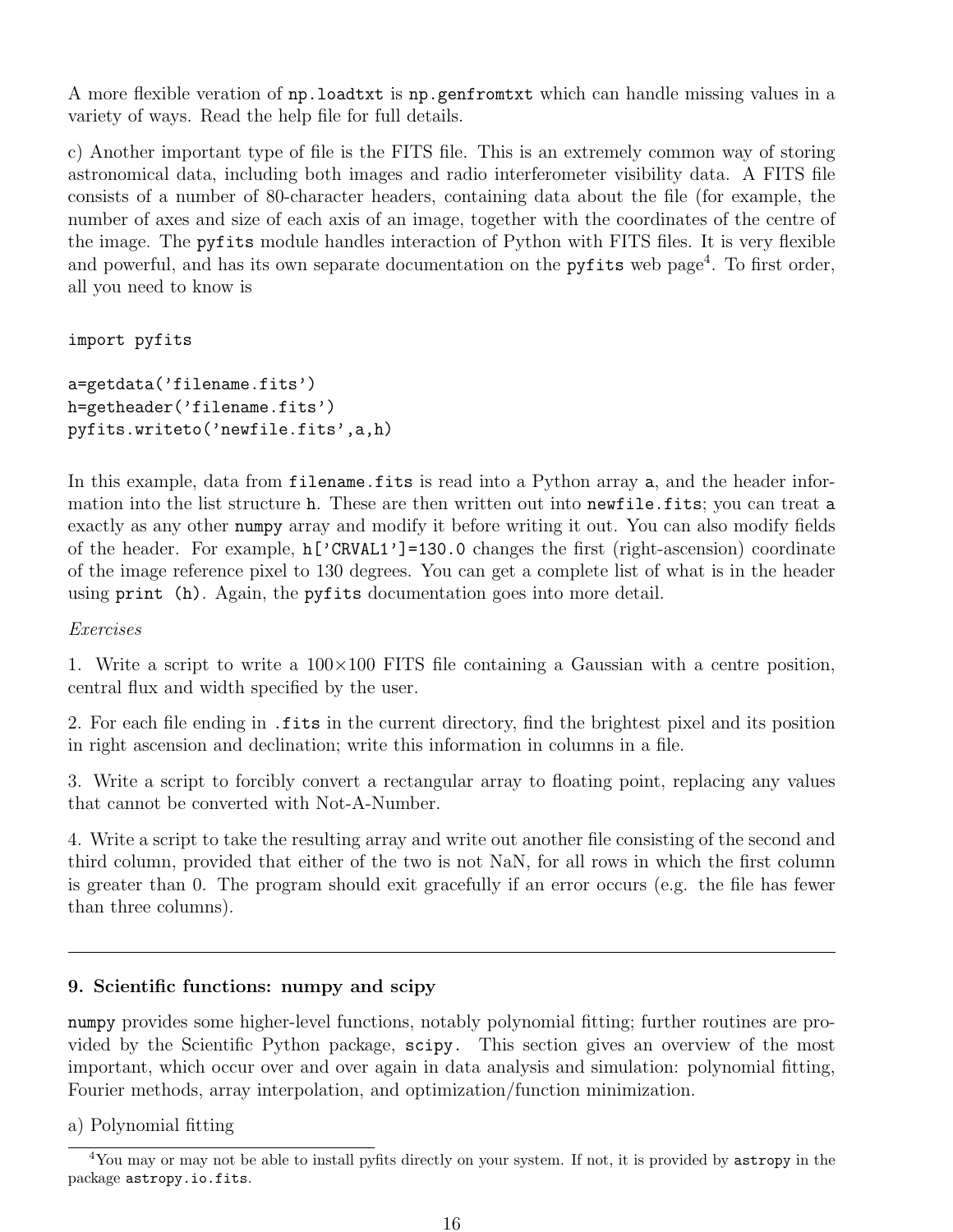A more flexible veration of `np.loadtxt` is `np.genfromtxt` which can handle missing values in a variety of ways. Read the help file for full details.

c) Another important type of file is the FITS file. This is an extremely common way of storing astronomical data, including both images and radio interferometer visibility data. A FITS file consists of a number of 80-character headers, containing data about the file (for example, the number of axes and size of each axis of an image, together with the coordinates of the centre of the image. The `pyfits` module handles interaction of Python with FITS files. It is very flexible and powerful, and has its own separate documentation on the `pyfits` web page[4]. To first order, all you need to know is

```
import pyfits

a=getdata('filename.fits')
h=getheader('filename.fits')
pyfits.writeto('newfile.fits',a,h)
```

In this example, data from `filename.fits` is read into a Python array `a`, and the header information into the list structure `h`. These are then written out into `newfile.fits`; you can treat `a` exactly as any other `numpy` array and modify it before writing it out. You can also modify fields of the header. For example, `h['CRVAL1']=130.0` changes the first (right-ascension) coordinate of the image reference pixel to 130 degrees. You can get a complete list of what is in the header using `print (h)`. Again, the `pyfits` documentation goes into more detail.

*Exercises*

1. Write a script to write a 100×100 FITS file containing a Gaussian with a centre position, central flux and width specified by the user.

2. For each file ending in `.fits` in the current directory, find the brightest pixel and its position in right ascension and declination; write this information in columns in a file.

3. Write a script to forcibly convert a rectangular array to floating point, replacing any values that cannot be converted with Not-A-Number.

4. Write a script to take the resulting array and write out another file consisting of the second and third column, provided that either of the two is not NaN, for all rows in which the first column is greater than 0. The program should exit gracefully if an error occurs (e.g. the file has fewer than three columns).

---

## 9. Scientific functions: numpy and scipy

`numpy` provides some higher-level functions, notably polynomial fitting; further routines are provided by the Scientific Python package, `scipy`. This section gives an overview of the most important, which occur over and over again in data analysis and simulation: polynomial fitting, Fourier methods, array interpolation, and optimization/function minimization.

a) Polynomial fitting

---

[4] You may or may not be able to install pyfits directly on your system. If not, it is provided by `astropy` in the package `astropy.io.fits`.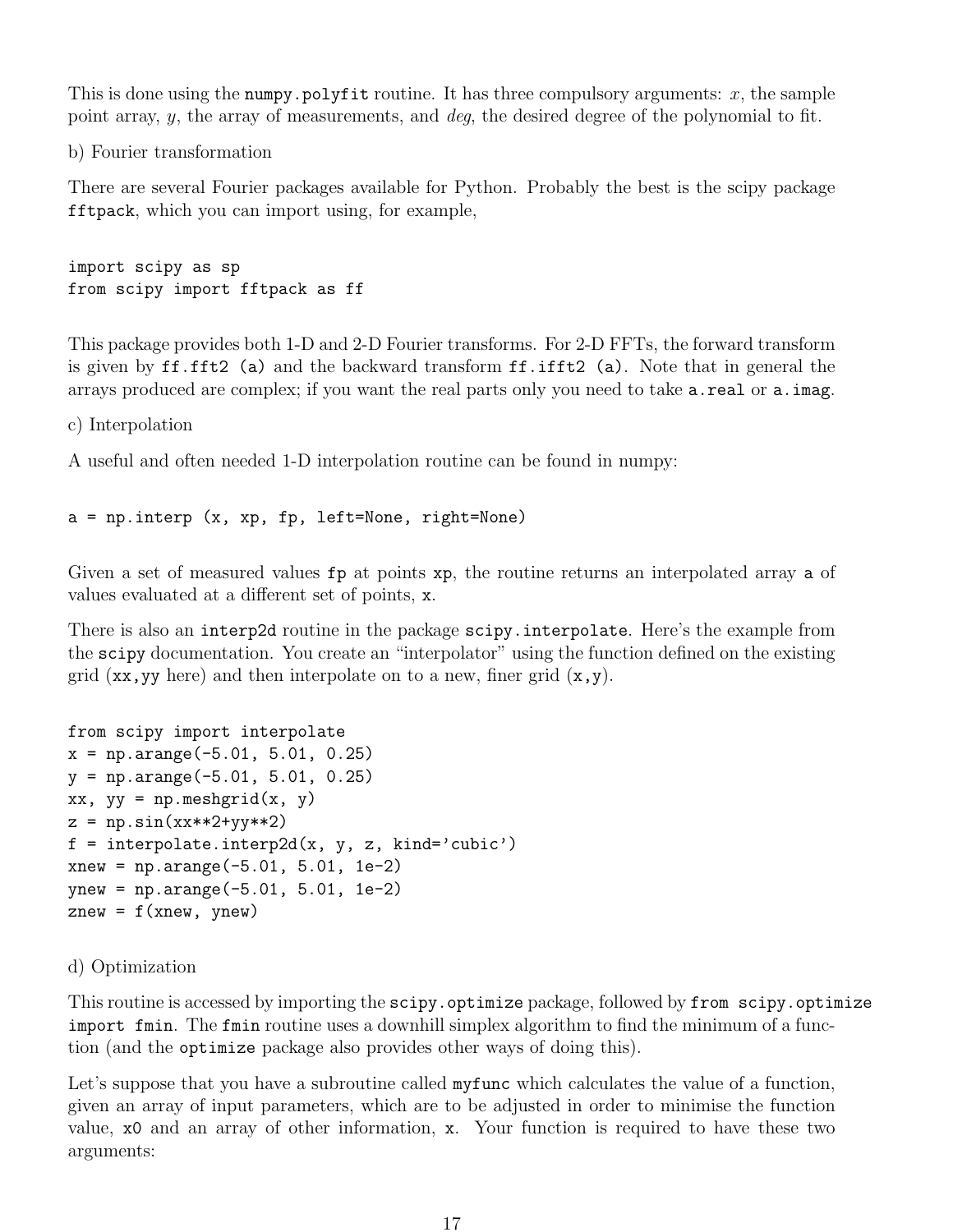This is done using the `numpy.polyfit` routine. It has three compulsory arguments: $x$, the sample point array, $y$, the array of measurements, and *deg*, the desired degree of the polynomial to fit.

b) Fourier transformation

There are several Fourier packages available for Python. Probably the best is the scipy package `fftpack`, which you can import using, for example,

```
import scipy as sp
from scipy import fftpack as ff
```

This package provides both 1-D and 2-D Fourier transforms. For 2-D FFTs, the forward transform is given by `ff.fft2 (a)` and the backward transform `ff.ifft2 (a)`. Note that in general the arrays produced are complex; if you want the real parts only you need to take `a.real` or `a.imag`.

c) Interpolation

A useful and often needed 1-D interpolation routine can be found in numpy:

```
a = np.interp (x, xp, fp, left=None, right=None)
```

Given a set of measured values `fp` at points `xp`, the routine returns an interpolated array `a` of values evaluated at a different set of points, `x`.

There is also an `interp2d` routine in the package `scipy.interpolate`. Here's the example from the `scipy` documentation. You create an "interpolator" using the function defined on the existing grid (`xx,yy` here) and then interpolate on to a new, finer grid (`x,y`).

```
from scipy import interpolate
x = np.arange(-5.01, 5.01, 0.25)
y = np.arange(-5.01, 5.01, 0.25)
xx, yy = np.meshgrid(x, y)
z = np.sin(xx**2+yy**2)
f = interpolate.interp2d(x, y, z, kind='cubic')
xnew = np.arange(-5.01, 5.01, 1e-2)
ynew = np.arange(-5.01, 5.01, 1e-2)
znew = f(xnew, ynew)
```

d) Optimization

This routine is accessed by importing the `scipy.optimize` package, followed by `from scipy.optimize import fmin`. The `fmin` routine uses a downhill simplex algorithm to find the minimum of a function (and the `optimize` package also provides other ways of doing this).

Let's suppose that you have a subroutine called `myfunc` which calculates the value of a function, given an array of input parameters, which are to be adjusted in order to minimise the function value, `x0` and an array of other information, `x`. Your function is required to have these two arguments: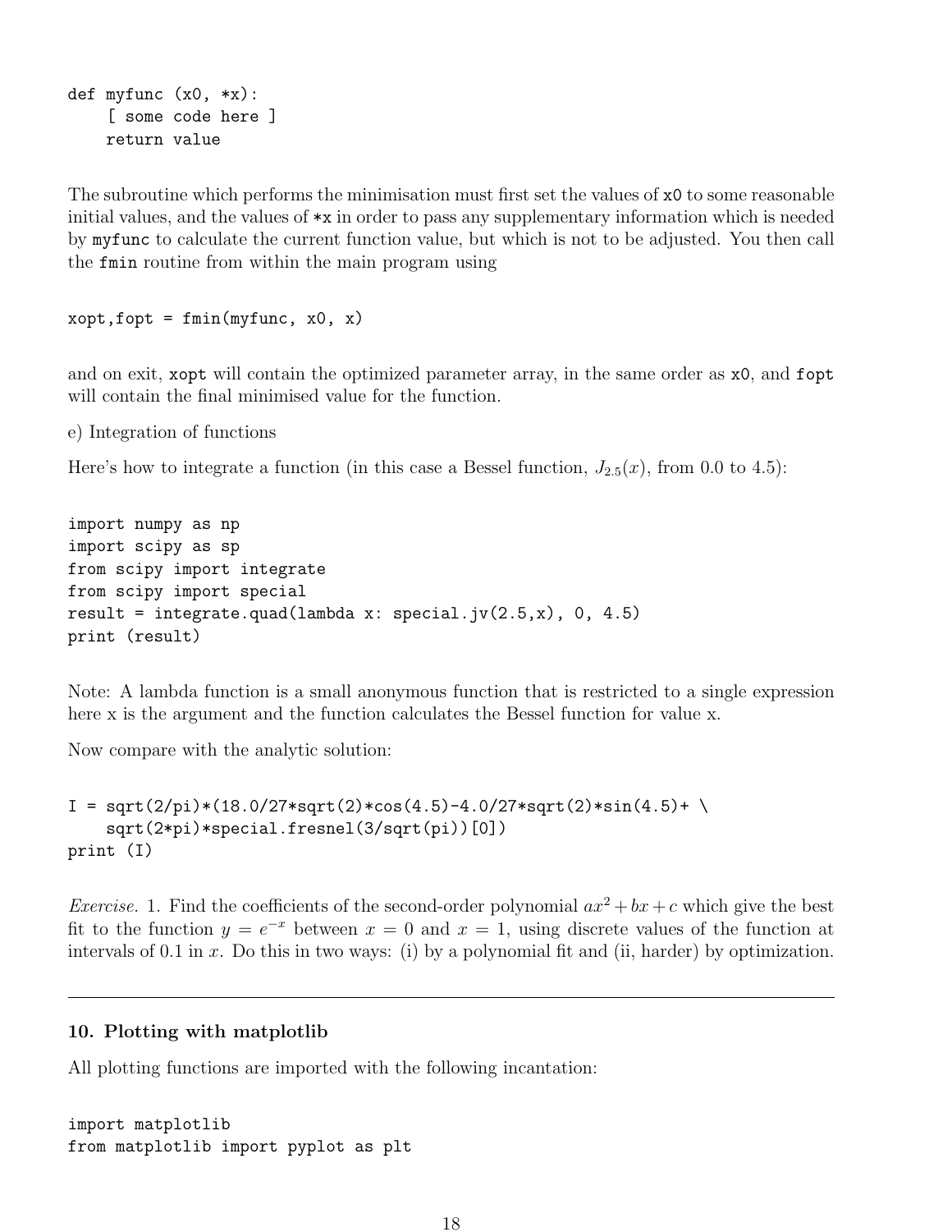```
def myfunc (x0, *x):
    [ some code here ]
    return value
```

The subroutine which performs the minimisation must first set the values of `x0` to some reasonable initial values, and the values of `*x` in order to pass any supplementary information which is needed by `myfunc` to calculate the current function value, but which is not to be adjusted. You then call the `fmin` routine from within the main program using

```
xopt,fopt = fmin(myfunc, x0, x)
```

and on exit, `xopt` will contain the optimized parameter array, in the same order as `x0`, and `fopt` will contain the final minimised value for the function.

e) Integration of functions

Here's how to integrate a function (in this case a Bessel function, $J_{2.5}(x)$, from 0.0 to 4.5):

```
import numpy as np
import scipy as sp
from scipy import integrate
from scipy import special
result = integrate.quad(lambda x: special.jv(2.5,x), 0, 4.5)
print (result)
```

Note: A lambda function is a small anonymous function that is restricted to a single expression here x is the argument and the function calculates the Bessel function for value x.

Now compare with the analytic solution:

```
I = sqrt(2/pi)*(18.0/27*sqrt(2)*cos(4.5)-4.0/27*sqrt(2)*sin(4.5)+ \
    sqrt(2*pi)*special.fresnel(3/sqrt(pi))[0])
print (I)
```

*Exercise.* 1. Find the coefficients of the second-order polynomial $ax^2 + bx + c$ which give the best fit to the function $y = e^{-x}$ between $x = 0$ and $x = 1$, using discrete values of the function at intervals of 0.1 in $x$. Do this in two ways: (i) by a polynomial fit and (ii, harder) by optimization.

---

### 10. Plotting with matplotlib

All plotting functions are imported with the following incantation:

```
import matplotlib
from matplotlib import pyplot as plt
```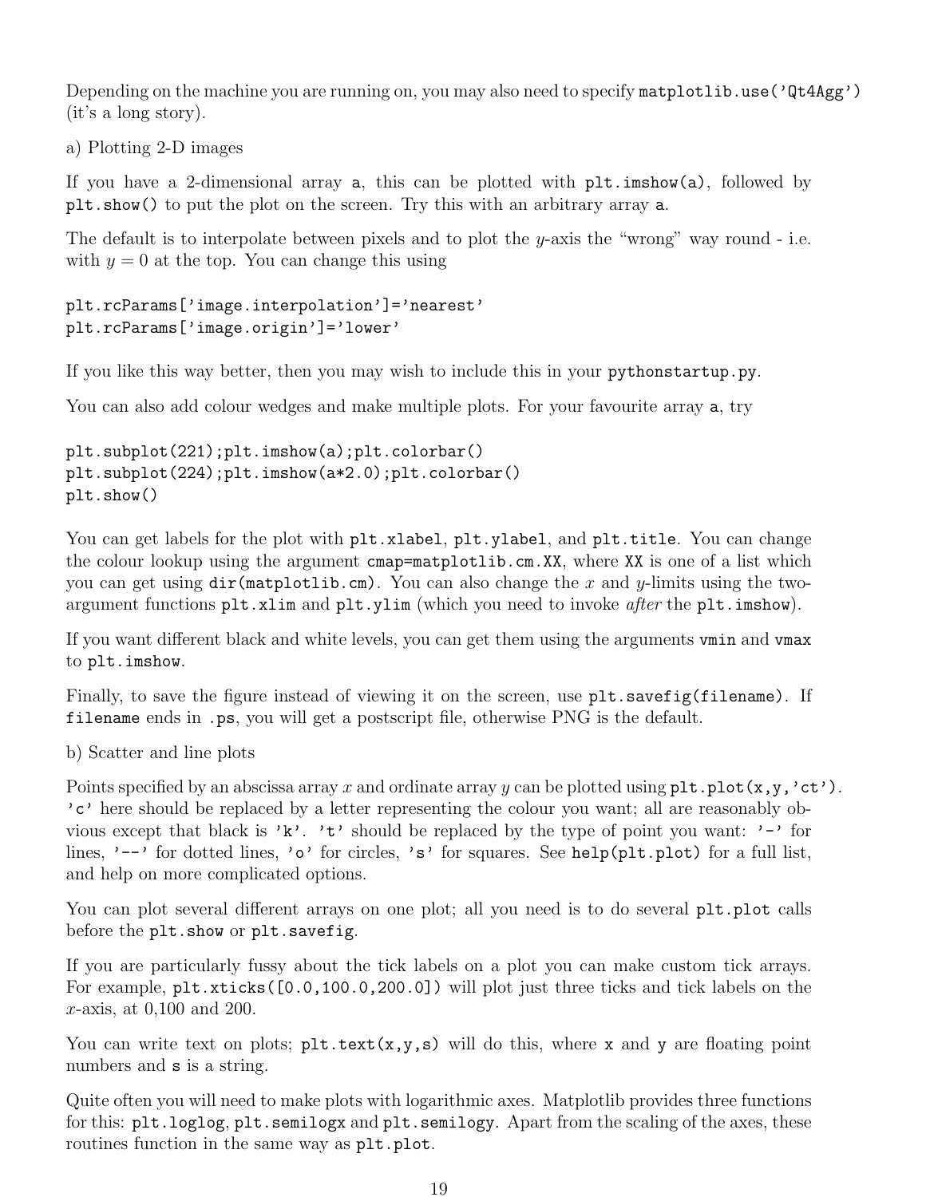Depending on the machine you are running on, you may also need to specify `matplotlib.use('Qt4Agg')` (it's a long story).

a) Plotting 2-D images

If you have a 2-dimensional array `a`, this can be plotted with `plt.imshow(a)`, followed by `plt.show()` to put the plot on the screen. Try this with an arbitrary array `a`.

The default is to interpolate between pixels and to plot the $y$-axis the "wrong" way round - i.e. with $y = 0$ at the top. You can change this using

```
plt.rcParams['image.interpolation']='nearest'
plt.rcParams['image.origin']='lower'
```

If you like this way better, then you may wish to include this in your `pythonstartup.py`.

You can also add colour wedges and make multiple plots. For your favourite array `a`, try

```
plt.subplot(221);plt.imshow(a);plt.colorbar()
plt.subplot(224);plt.imshow(a*2.0);plt.colorbar()
plt.show()
```

You can get labels for the plot with `plt.xlabel`, `plt.ylabel`, and `plt.title`. You can change the colour lookup using the argument `cmap=matplotlib.cm.XX`, where `XX` is one of a list which you can get using `dir(matplotlib.cm)`. You can also change the $x$ and $y$-limits using the two-argument functions `plt.xlim` and `plt.ylim` (which you need to invoke *after* the `plt.imshow`).

If you want different black and white levels, you can get them using the arguments `vmin` and `vmax` to `plt.imshow`.

Finally, to save the figure instead of viewing it on the screen, use `plt.savefig(filename)`. If `filename` ends in `.ps`, you will get a postscript file, otherwise PNG is the default.

b) Scatter and line plots

Points specified by an abscissa array $x$ and ordinate array $y$ can be plotted using `plt.plot(x,y,'ct')`. `'c'` here should be replaced by a letter representing the colour you want; all are reasonably obvious except that black is `'k'`. `'t'` should be replaced by the type of point you want: `'-'` for lines, `'--'` for dotted lines, `'o'` for circles, `'s'` for squares. See `help(plt.plot)` for a full list, and help on more complicated options.

You can plot several different arrays on one plot; all you need is to do several `plt.plot` calls before the `plt.show` or `plt.savefig`.

If you are particularly fussy about the tick labels on a plot you can make custom tick arrays. For example, `plt.xticks([0.0,100.0,200.0])` will plot just three ticks and tick labels on the $x$-axis, at 0,100 and 200.

You can write text on plots; `plt.text(x,y,s)` will do this, where `x` and `y` are floating point numbers and `s` is a string.

Quite often you will need to make plots with logarithmic axes. Matplotlib provides three functions for this: `plt.loglog`, `plt.semilogx` and `plt.semilogy`. Apart from the scaling of the axes, these routines function in the same way as `plt.plot`.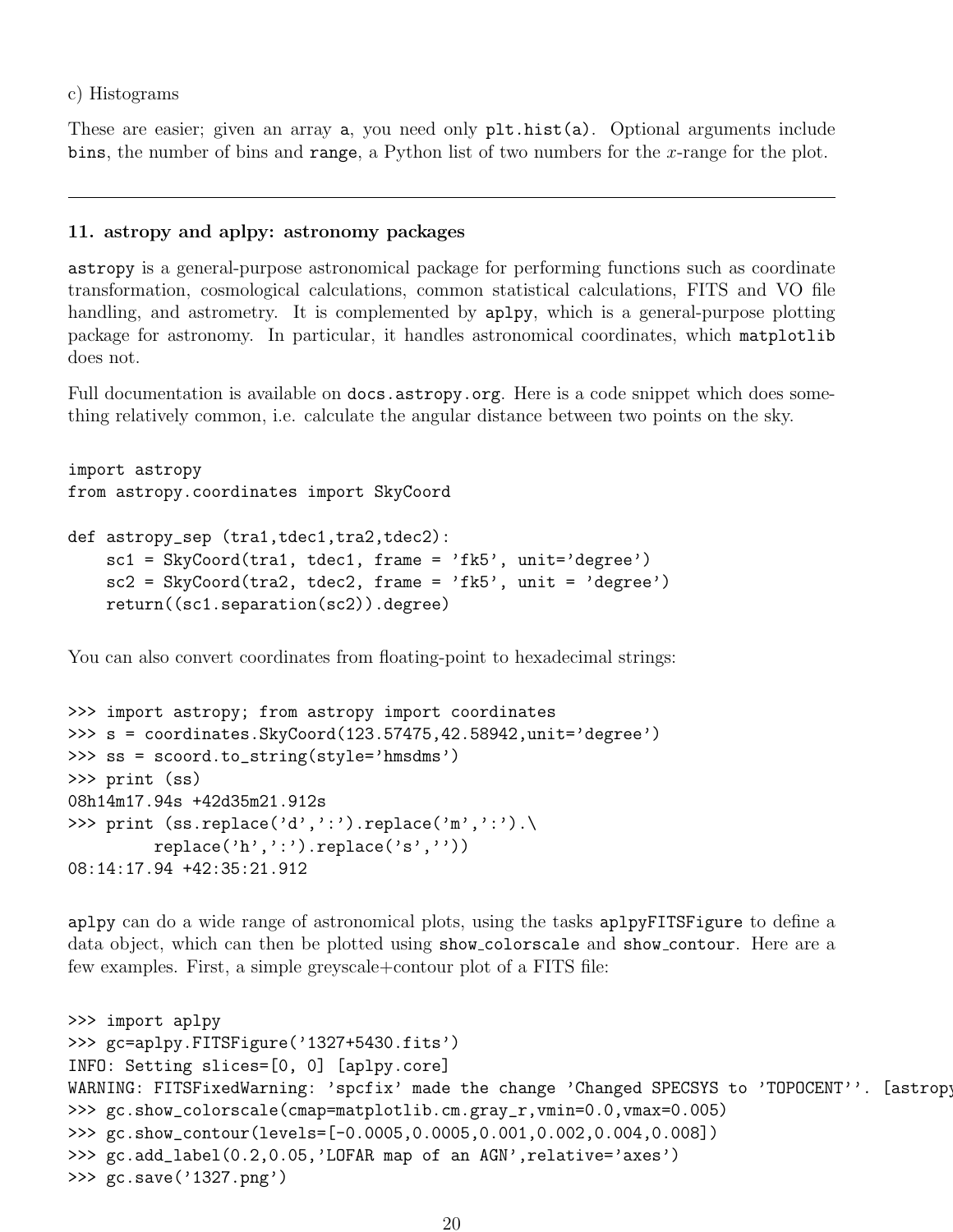c) Histograms

These are easier; given an array `a`, you need only `plt.hist(a)`. Optional arguments include `bins`, the number of bins and `range`, a Python list of two numbers for the $x$-range for the plot.

---

### 11. astropy and aplpy: astronomy packages

`astropy` is a general-purpose astronomical package for performing functions such as coordinate transformation, cosmological calculations, common statistical calculations, FITS and VO file handling, and astrometry. It is complemented by `aplpy`, which is a general-purpose plotting package for astronomy. In particular, it handles astronomical coordinates, which `matplotlib` does not.

Full documentation is available on `docs.astropy.org`. Here is a code snippet which does something relatively common, i.e. calculate the angular distance between two points on the sky.

```
import astropy
from astropy.coordinates import SkyCoord

def astropy_sep (tra1,tdec1,tra2,tdec2):
    sc1 = SkyCoord(tra1, tdec1, frame = 'fk5', unit='degree')
    sc2 = SkyCoord(tra2, tdec2, frame = 'fk5', unit = 'degree')
    return((sc1.separation(sc2)).degree)
```

You can also convert coordinates from floating-point to hexadecimal strings:

```
>>> import astropy; from astropy import coordinates
>>> s = coordinates.SkyCoord(123.57475,42.58942,unit='degree')
>>> ss = scoord.to_string(style='hmsdms')
>>> print (ss)
08h14m17.94s +42d35m21.912s
>>> print (ss.replace('d',':').replace('m',':').\
        replace('h',':').replace('s',''))
08:14:17.94 +42:35:21.912
```

`aplpy` can do a wide range of astronomical plots, using the tasks `aplpyFITSFigure` to define a data object, which can then be plotted using `show_colorscale` and `show_contour`. Here are a few examples. First, a simple greyscale+contour plot of a FITS file:

```
>>> import aplpy
>>> gc=aplpy.FITSFigure('1327+5430.fits')
INFO: Setting slices=[0, 0] [aplpy.core]
WARNING: FITSFixedWarning: 'spcfix' made the change 'Changed SPECSYS to 'TOPOCENT''. [astropy
>>> gc.show_colorscale(cmap=matplotlib.cm.gray_r,vmin=0.0,vmax=0.005)
>>> gc.show_contour(levels=[-0.0005,0.0005,0.001,0.002,0.004,0.008])
>>> gc.add_label(0.2,0.05,'LOFAR map of an AGN',relative='axes')
>>> gc.save('1327.png')
```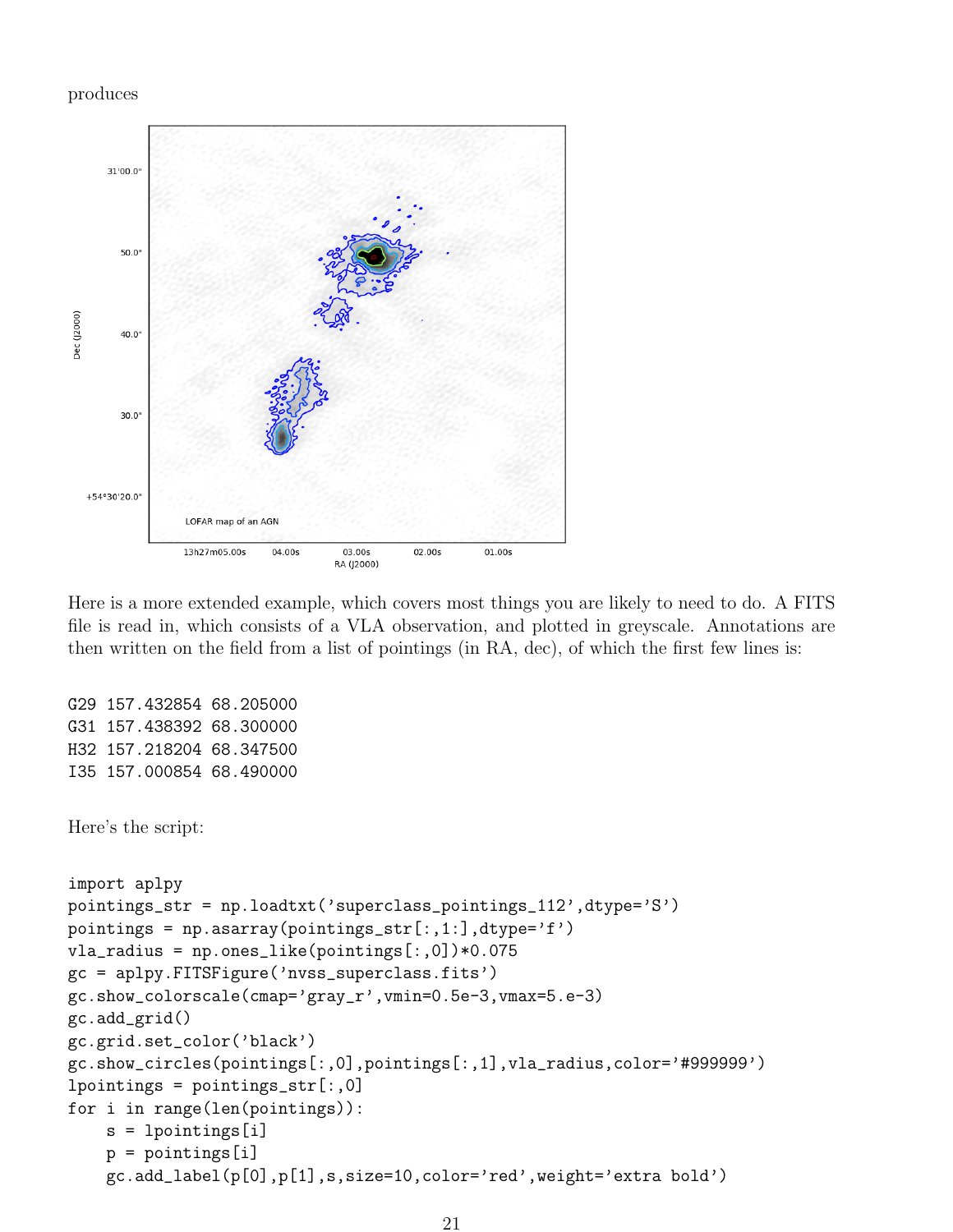produces

Here is a more extended example, which covers most things you are likely to need to do. A FITS file is read in, which consists of a VLA observation, and plotted in greyscale. Annotations are then written on the field from a list of pointings (in RA, dec), of which the first few lines is:

```
G29 157.432854 68.205000
G31 157.438392 68.300000
H32 157.218204 68.347500
I35 157.000854 68.490000
```

Here's the script:

```
import aplpy
pointings_str = np.loadtxt('superclass_pointings_112',dtype='S')
pointings = np.asarray(pointings_str[:,1:],dtype='f')
vla_radius = np.ones_like(pointings[:,0])*0.075
gc = aplpy.FITSFigure('nvss_superclass.fits')
gc.show_colorscale(cmap='gray_r',vmin=0.5e-3,vmax=5.e-3)
gc.add_grid()
gc.grid.set_color('black')
gc.show_circles(pointings[:,0],pointings[:,1],vla_radius,color='#999999')
lpointings = pointings_str[:,0]
for i in range(len(pointings)):
    s = lpointings[i]
    p = pointings[i]
    gc.add_label(p[0],p[1],s,size=10,color='red',weight='extra bold')
```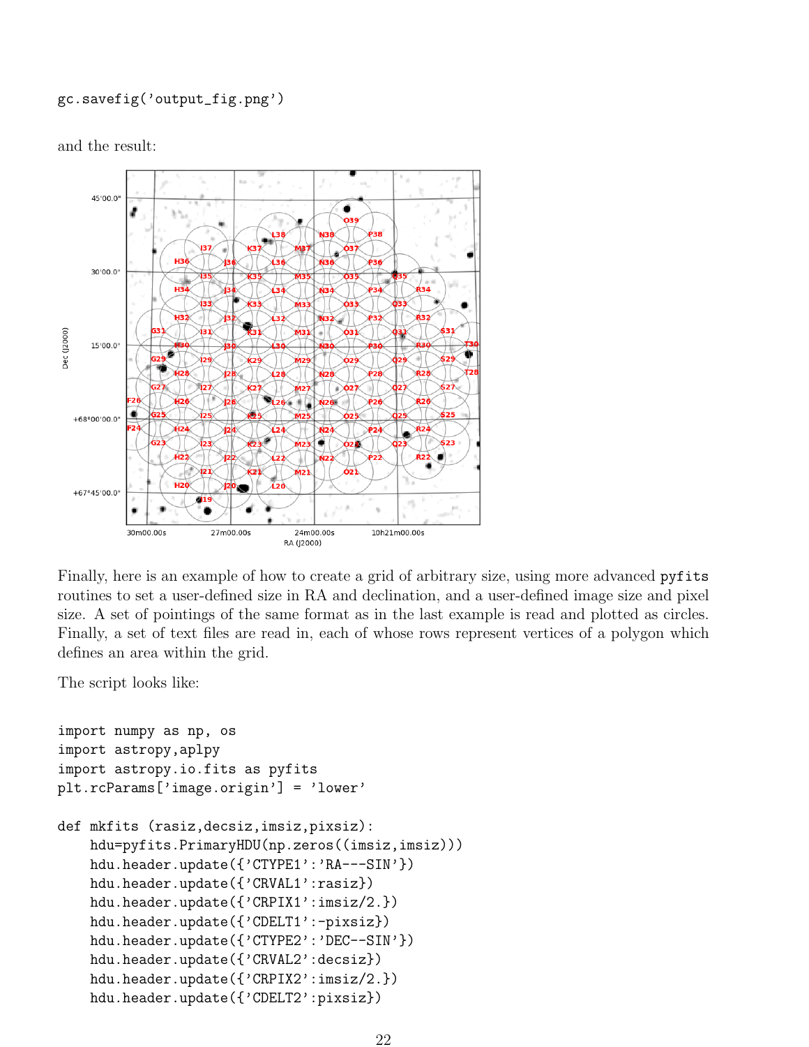```
gc.savefig('output_fig.png')
```

and the result:

Finally, here is an example of how to create a grid of arbitrary size, using more advanced `pyfits` routines to set a user-defined size in RA and declination, and a user-defined image size and pixel size. A set of pointings of the same format as in the last example is read and plotted as circles. Finally, a set of text files are read in, each of whose rows represent vertices of a polygon which defines an area within the grid.

The script looks like:

```
import numpy as np, os
import astropy,aplpy
import astropy.io.fits as pyfits
plt.rcParams['image.origin'] = 'lower'

def mkfits (rasiz,decsiz,imsiz,pixsiz):
    hdu=pyfits.PrimaryHDU(np.zeros((imsiz,imsiz)))
    hdu.header.update({'CTYPE1':'RA---SIN'})
    hdu.header.update({'CRVAL1':rasiz})
    hdu.header.update({'CRPIX1':imsiz/2.})
    hdu.header.update({'CDELT1':-pixsiz})
    hdu.header.update({'CTYPE2':'DEC--SIN'})
    hdu.header.update({'CRVAL2':decsiz})
    hdu.header.update({'CRPIX2':imsiz/2.})
    hdu.header.update({'CDELT2':pixsiz})
```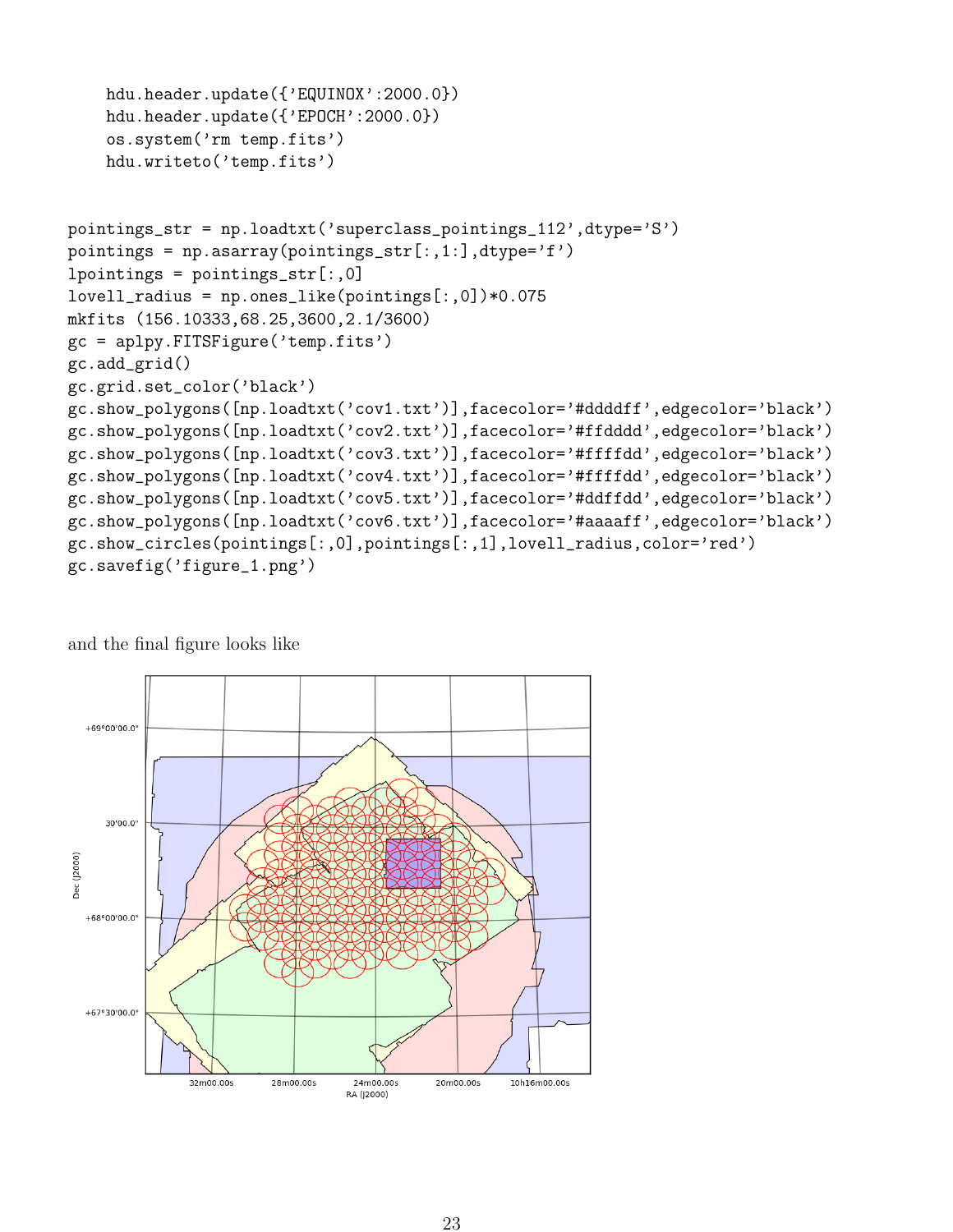```
    hdu.header.update({'EQUINOX':2000.0})
    hdu.header.update({'EPOCH':2000.0})
    os.system('rm temp.fits')
    hdu.writeto('temp.fits')


pointings_str = np.loadtxt('superclass_pointings_112',dtype='S')
pointings = np.asarray(pointings_str[:,1:],dtype='f')
lpointings = pointings_str[:,0]
lovell_radius = np.ones_like(pointings[:,0])*0.075
mkfits (156.10333,68.25,3600,2.1/3600)
gc = aplpy.FITSFigure('temp.fits')
gc.add_grid()
gc.grid.set_color('black')
gc.show_polygons([np.loadtxt('cov1.txt')],facecolor='#ddddff',edgecolor='black')
gc.show_polygons([np.loadtxt('cov2.txt')],facecolor='#ffdddd',edgecolor='black')
gc.show_polygons([np.loadtxt('cov3.txt')],facecolor='#ffffdd',edgecolor='black')
gc.show_polygons([np.loadtxt('cov4.txt')],facecolor='#ffffdd',edgecolor='black')
gc.show_polygons([np.loadtxt('cov5.txt')],facecolor='#ddffdd',edgecolor='black')
gc.show_polygons([np.loadtxt('cov6.txt')],facecolor='#aaaaff',edgecolor='black')
gc.show_circles(pointings[:,0],pointings[:,1],lovell_radius,color='red')
gc.savefig('figure_1.png')
```

and the final figure looks like

+69°00'00.0"

30'00.0"

+68°00'00.0"

+67°30'00.0"

Dec (J2000)

32m00.00s
28m00.00s
24m00.00s
20m00.00s
10h16m00.00s

RA (J2000)